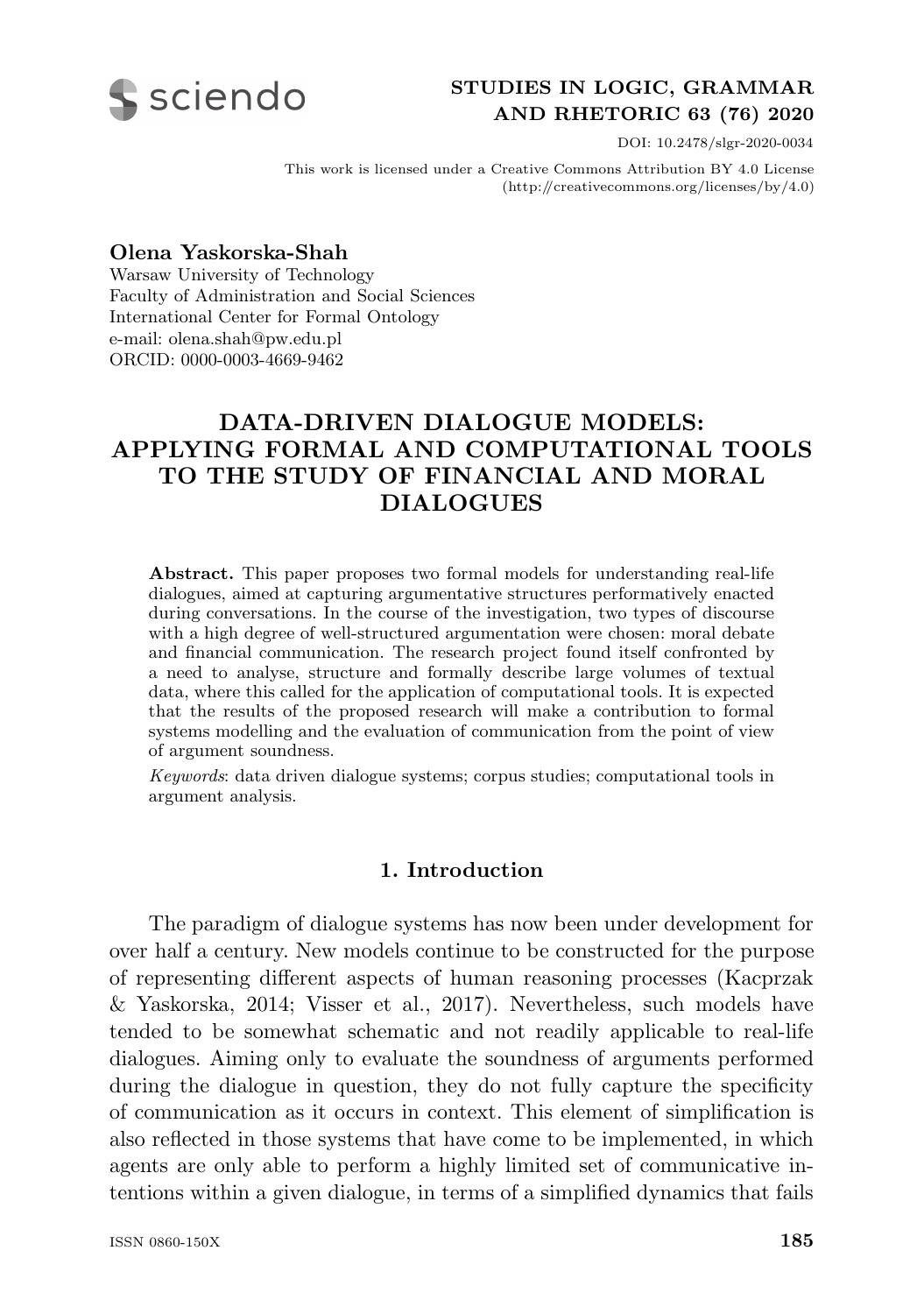**Olena Yaskorska-Shah**
Warsaw University of Technology
Faculty of Administration and Social Sciences
International Center for Formal Ontology
e-mail: olena.shah@pw.edu.pl
ORCID: 0000-0003-4669-9462

# DATA-DRIVEN DIALOGUE MODELS: APPLYING FORMAL AND COMPUTATIONAL TOOLS TO THE STUDY OF FINANCIAL AND MORAL DIALOGUES

**Abstract.** This paper proposes two formal models for understanding real-life dialogues, aimed at capturing argumentative structures performatively enacted during conversations. In the course of the investigation, two types of discourse with a high degree of well-structured argumentation were chosen: moral debate and financial communication. The research project found itself confronted by a need to analyse, structure and formally describe large volumes of textual data, where this called for the application of computational tools. It is expected that the results of the proposed research will make a contribution to formal systems modelling and the evaluation of communication from the point of view of argument soundness.

*Keywords*: data driven dialogue systems; corpus studies; computational tools in argument analysis.

## 1. Introduction

The paradigm of dialogue systems has now been under development for over half a century. New models continue to be constructed for the purpose of representing different aspects of human reasoning processes (Kacprzak & Yaskorska, 2014; Visser et al., 2017). Nevertheless, such models have tended to be somewhat schematic and not readily applicable to real-life dialogues. Aiming only to evaluate the soundness of arguments performed during the dialogue in question, they do not fully capture the specificity of communication as it occurs in context. This element of simplification is also reflected in those systems that have come to be implemented, in which agents are only able to perform a highly limited set of communicative intentions within a given dialogue, in terms of a simplified dynamics that fails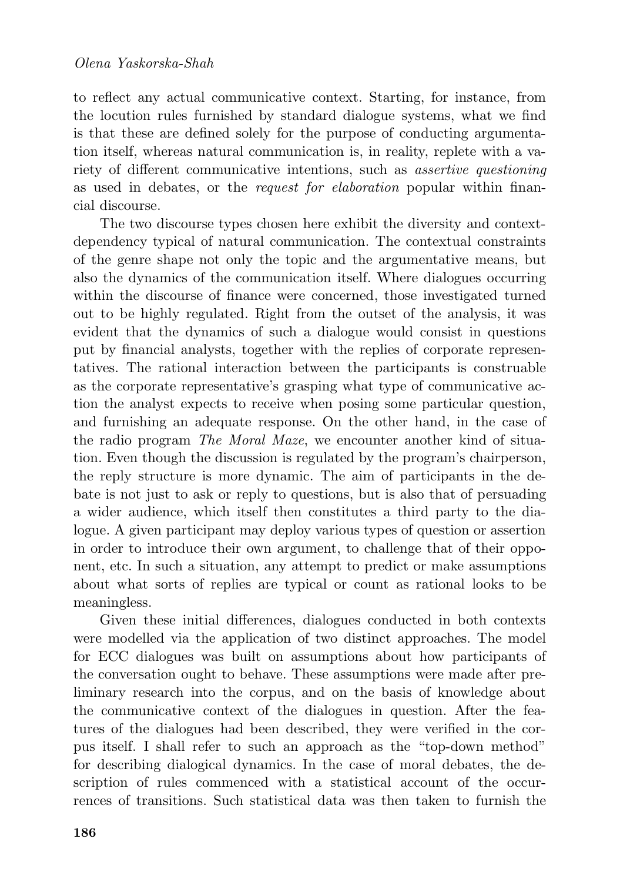to reflect any actual communicative context. Starting, for instance, from the locution rules furnished by standard dialogue systems, what we find is that these are defined solely for the purpose of conducting argumentation itself, whereas natural communication is, in reality, replete with a variety of different communicative intentions, such as *assertive questioning* as used in debates, or the *request for elaboration* popular within financial discourse.

The two discourse types chosen here exhibit the diversity and context-dependency typical of natural communication. The contextual constraints of the genre shape not only the topic and the argumentative means, but also the dynamics of the communication itself. Where dialogues occurring within the discourse of finance were concerned, those investigated turned out to be highly regulated. Right from the outset of the analysis, it was evident that the dynamics of such a dialogue would consist in questions put by financial analysts, together with the replies of corporate representatives. The rational interaction between the participants is construable as the corporate representative's grasping what type of communicative action the analyst expects to receive when posing some particular question, and furnishing an adequate response. On the other hand, in the case of the radio program *The Moral Maze*, we encounter another kind of situation. Even though the discussion is regulated by the program's chairperson, the reply structure is more dynamic. The aim of participants in the debate is not just to ask or reply to questions, but is also that of persuading a wider audience, which itself then constitutes a third party to the dialogue. A given participant may deploy various types of question or assertion in order to introduce their own argument, to challenge that of their opponent, etc. In such a situation, any attempt to predict or make assumptions about what sorts of replies are typical or count as rational looks to be meaningless.

Given these initial differences, dialogues conducted in both contexts were modelled via the application of two distinct approaches. The model for ECC dialogues was built on assumptions about how participants of the conversation ought to behave. These assumptions were made after preliminary research into the corpus, and on the basis of knowledge about the communicative context of the dialogues in question. After the features of the dialogues had been described, they were verified in the corpus itself. I shall refer to such an approach as the "top-down method" for describing dialogical dynamics. In the case of moral debates, the description of rules commenced with a statistical account of the occurrences of transitions. Such statistical data was then taken to furnish the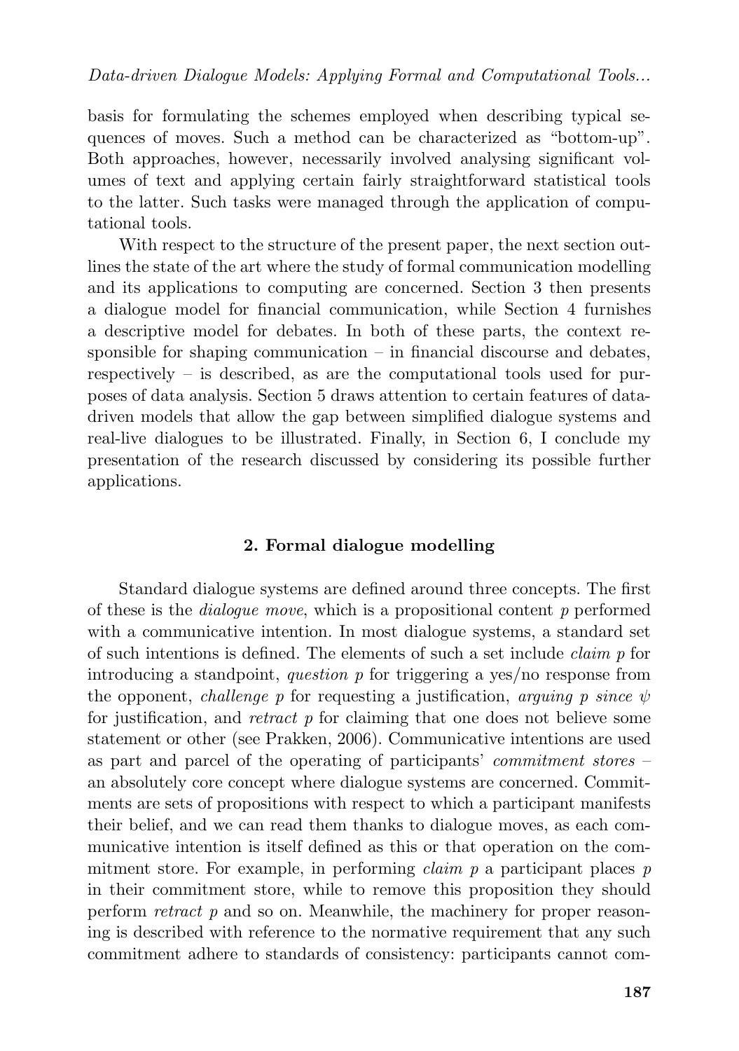basis for formulating the schemes employed when describing typical sequences of moves. Such a method can be characterized as "bottom-up". Both approaches, however, necessarily involved analysing significant volumes of text and applying certain fairly straightforward statistical tools to the latter. Such tasks were managed through the application of computational tools.

With respect to the structure of the present paper, the next section outlines the state of the art where the study of formal communication modelling and its applications to computing are concerned. Section 3 then presents a dialogue model for financial communication, while Section 4 furnishes a descriptive model for debates. In both of these parts, the context responsible for shaping communication – in financial discourse and debates, respectively – is described, as are the computational tools used for purposes of data analysis. Section 5 draws attention to certain features of data-driven models that allow the gap between simplified dialogue systems and real-live dialogues to be illustrated. Finally, in Section 6, I conclude my presentation of the research discussed by considering its possible further applications.

## 2. Formal dialogue modelling

Standard dialogue systems are defined around three concepts. The first of these is the *dialogue move*, which is a propositional content $p$ performed with a communicative intention. In most dialogue systems, a standard set of such intentions is defined. The elements of such a set include *claim p* for introducing a standpoint, *question p* for triggering a yes/no response from the opponent, *challenge p* for requesting a justification, *arguing p since* $\psi$ for justification, and *retract p* for claiming that one does not believe some statement or other (see Prakken, 2006). Communicative intentions are used as part and parcel of the operating of participants' *commitment stores* – an absolutely core concept where dialogue systems are concerned. Commitments are sets of propositions with respect to which a participant manifests their belief, and we can read them thanks to dialogue moves, as each communicative intention is itself defined as this or that operation on the commitment store. For example, in performing *claim p* a participant places $p$ in their commitment store, while to remove this proposition they should perform *retract p* and so on. Meanwhile, the machinery for proper reasoning is described with reference to the normative requirement that any such commitment adhere to standards of consistency: participants cannot com-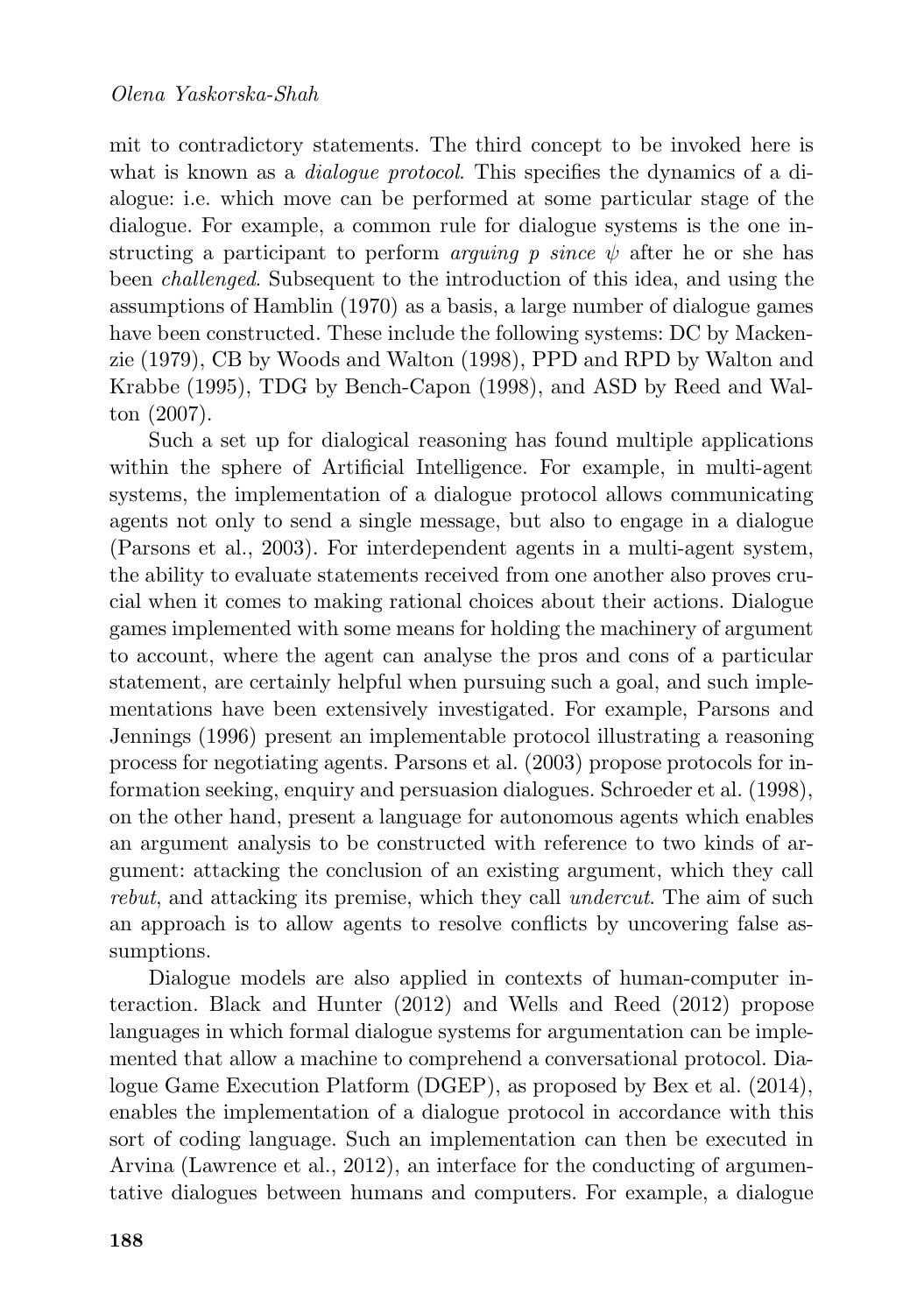mit to contradictory statements. The third concept to be invoked here is what is known as a *dialogue protocol*. This specifies the dynamics of a dialogue: i.e. which move can be performed at some particular stage of the dialogue. For example, a common rule for dialogue systems is the one instructing a participant to perform *arguing p since* $\psi$ after he or she has been *challenged*. Subsequent to the introduction of this idea, and using the assumptions of Hamblin (1970) as a basis, a large number of dialogue games have been constructed. These include the following systems: DC by Mackenzie (1979), CB by Woods and Walton (1998), PPD and RPD by Walton and Krabbe (1995), TDG by Bench-Capon (1998), and ASD by Reed and Walton (2007).

Such a set up for dialogical reasoning has found multiple applications within the sphere of Artificial Intelligence. For example, in multi-agent systems, the implementation of a dialogue protocol allows communicating agents not only to send a single message, but also to engage in a dialogue (Parsons et al., 2003). For interdependent agents in a multi-agent system, the ability to evaluate statements received from one another also proves crucial when it comes to making rational choices about their actions. Dialogue games implemented with some means for holding the machinery of argument to account, where the agent can analyse the pros and cons of a particular statement, are certainly helpful when pursuing such a goal, and such implementations have been extensively investigated. For example, Parsons and Jennings (1996) present an implementable protocol illustrating a reasoning process for negotiating agents. Parsons et al. (2003) propose protocols for information seeking, enquiry and persuasion dialogues. Schroeder et al. (1998), on the other hand, present a language for autonomous agents which enables an argument analysis to be constructed with reference to two kinds of argument: attacking the conclusion of an existing argument, which they call *rebut*, and attacking its premise, which they call *undercut*. The aim of such an approach is to allow agents to resolve conflicts by uncovering false assumptions.

Dialogue models are also applied in contexts of human-computer interaction. Black and Hunter (2012) and Wells and Reed (2012) propose languages in which formal dialogue systems for argumentation can be implemented that allow a machine to comprehend a conversational protocol. Dialogue Game Execution Platform (DGEP), as proposed by Bex et al. (2014), enables the implementation of a dialogue protocol in accordance with this sort of coding language. Such an implementation can then be executed in Arvina (Lawrence et al., 2012), an interface for the conducting of argumentative dialogues between humans and computers. For example, a dialogue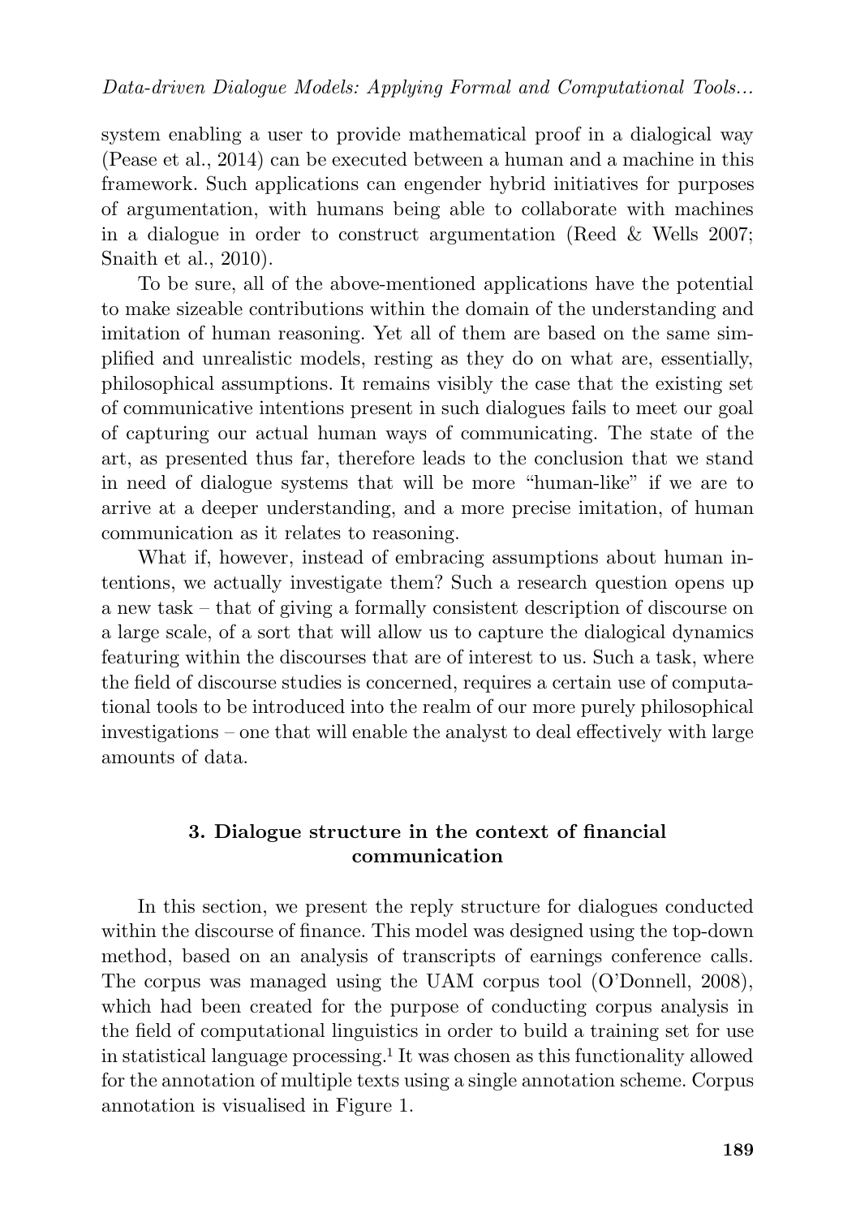system enabling a user to provide mathematical proof in a dialogical way (Pease et al., 2014) can be executed between a human and a machine in this framework. Such applications can engender hybrid initiatives for purposes of argumentation, with humans being able to collaborate with machines in a dialogue in order to construct argumentation (Reed & Wells 2007; Snaith et al., 2010).

To be sure, all of the above-mentioned applications have the potential to make sizeable contributions within the domain of the understanding and imitation of human reasoning. Yet all of them are based on the same simplified and unrealistic models, resting as they do on what are, essentially, philosophical assumptions. It remains visibly the case that the existing set of communicative intentions present in such dialogues fails to meet our goal of capturing our actual human ways of communicating. The state of the art, as presented thus far, therefore leads to the conclusion that we stand in need of dialogue systems that will be more "human-like" if we are to arrive at a deeper understanding, and a more precise imitation, of human communication as it relates to reasoning.

What if, however, instead of embracing assumptions about human intentions, we actually investigate them? Such a research question opens up a new task – that of giving a formally consistent description of discourse on a large scale, of a sort that will allow us to capture the dialogical dynamics featuring within the discourses that are of interest to us. Such a task, where the field of discourse studies is concerned, requires a certain use of computational tools to be introduced into the realm of our more purely philosophical investigations – one that will enable the analyst to deal effectively with large amounts of data.

## 3. Dialogue structure in the context of financial communication

In this section, we present the reply structure for dialogues conducted within the discourse of finance. This model was designed using the top-down method, based on an analysis of transcripts of earnings conference calls. The corpus was managed using the UAM corpus tool (O'Donnell, 2008), which had been created for the purpose of conducting corpus analysis in the field of computational linguistics in order to build a training set for use in statistical language processing.[1] It was chosen as this functionality allowed for the annotation of multiple texts using a single annotation scheme. Corpus annotation is visualised in Figure 1.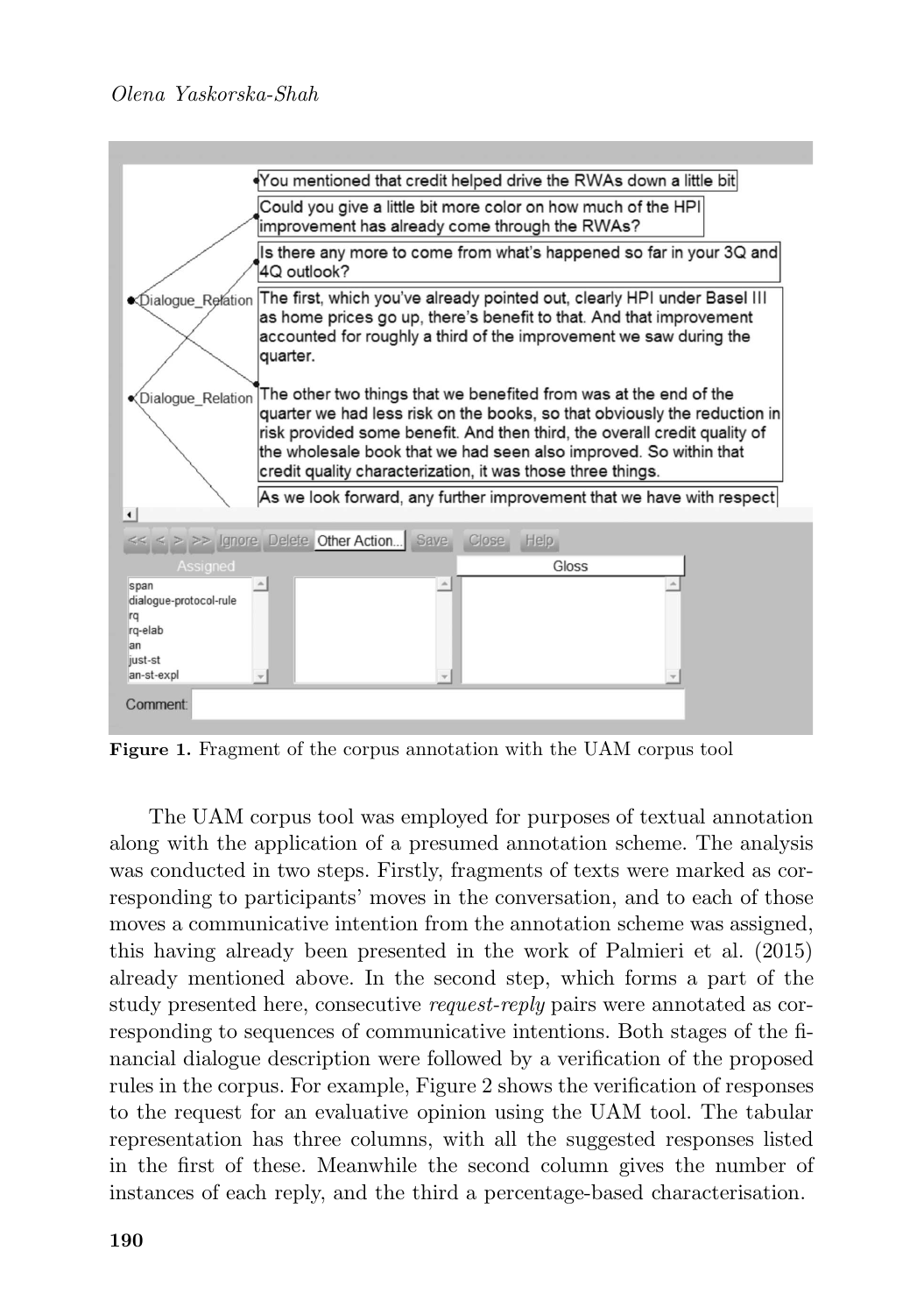**Figure 1.** Fragment of the corpus annotation with the UAM corpus tool

The UAM corpus tool was employed for purposes of textual annotation along with the application of a presumed annotation scheme. The analysis was conducted in two steps. Firstly, fragments of texts were marked as corresponding to participants' moves in the conversation, and to each of those moves a communicative intention from the annotation scheme was assigned, this having already been presented in the work of Palmieri et al. (2015) already mentioned above. In the second step, which forms a part of the study presented here, consecutive *request-reply* pairs were annotated as corresponding to sequences of communicative intentions. Both stages of the financial dialogue description were followed by a verification of the proposed rules in the corpus. For example, Figure 2 shows the verification of responses to the request for an evaluative opinion using the UAM tool. The tabular representation has three columns, with all the suggested responses listed in the first of these. Meanwhile the second column gives the number of instances of each reply, and the third a percentage-based characterisation.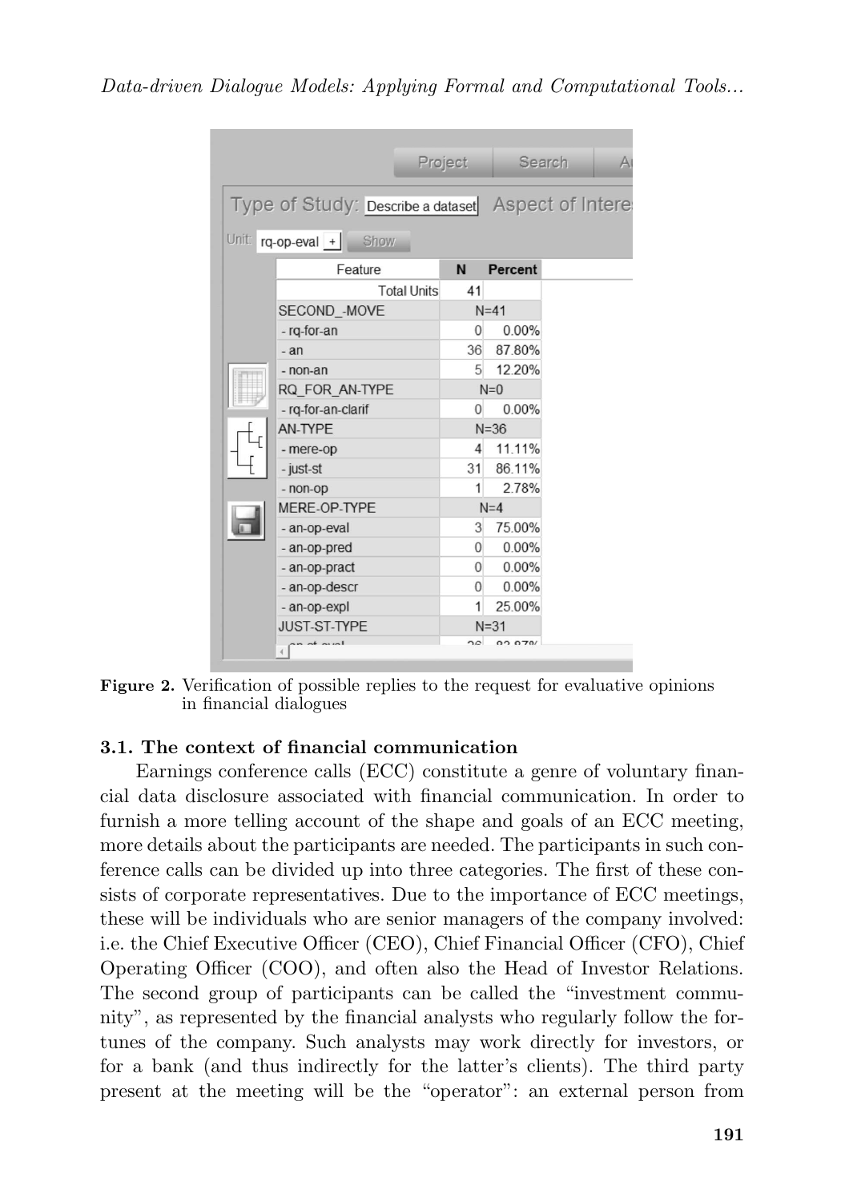| Feature | N | Percent |
|---|---|---|
| Total Units | 41 | |
| SECOND_-MOVE | N=41 | |
| - rq-for-an | 0 | 0.00% |
| - an | 36 | 87.80% |
| - non-an | 5 | 12.20% |
| RQ_FOR_AN-TYPE | N=0 | |
| - rq-for-an-clarif | 0 | 0.00% |
| AN-TYPE | N=36 | |
| - mere-op | 4 | 11.11% |
| - just-st | 31 | 86.11% |
| - non-op | 1 | 2.78% |
| MERE-OP-TYPE | N=4 | |
| - an-op-eval | 3 | 75.00% |
| - an-op-pred | 0 | 0.00% |
| - an-op-pract | 0 | 0.00% |
| - an-op-descr | 0 | 0.00% |
| - an-op-expl | 1 | 25.00% |
| JUST-ST-TYPE | N=31 | |

**Figure 2.** Verification of possible replies to the request for evaluative opinions in financial dialogues

### 3.1. The context of financial communication

Earnings conference calls (ECC) constitute a genre of voluntary financial data disclosure associated with financial communication. In order to furnish a more telling account of the shape and goals of an ECC meeting, more details about the participants are needed. The participants in such conference calls can be divided up into three categories. The first of these consists of corporate representatives. Due to the importance of ECC meetings, these will be individuals who are senior managers of the company involved: i.e. the Chief Executive Officer (CEO), Chief Financial Officer (CFO), Chief Operating Officer (COO), and often also the Head of Investor Relations. The second group of participants can be called the "investment community", as represented by the financial analysts who regularly follow the fortunes of the company. Such analysts may work directly for investors, or for a bank (and thus indirectly for the latter's clients). The third party present at the meeting will be the "operator": an external person from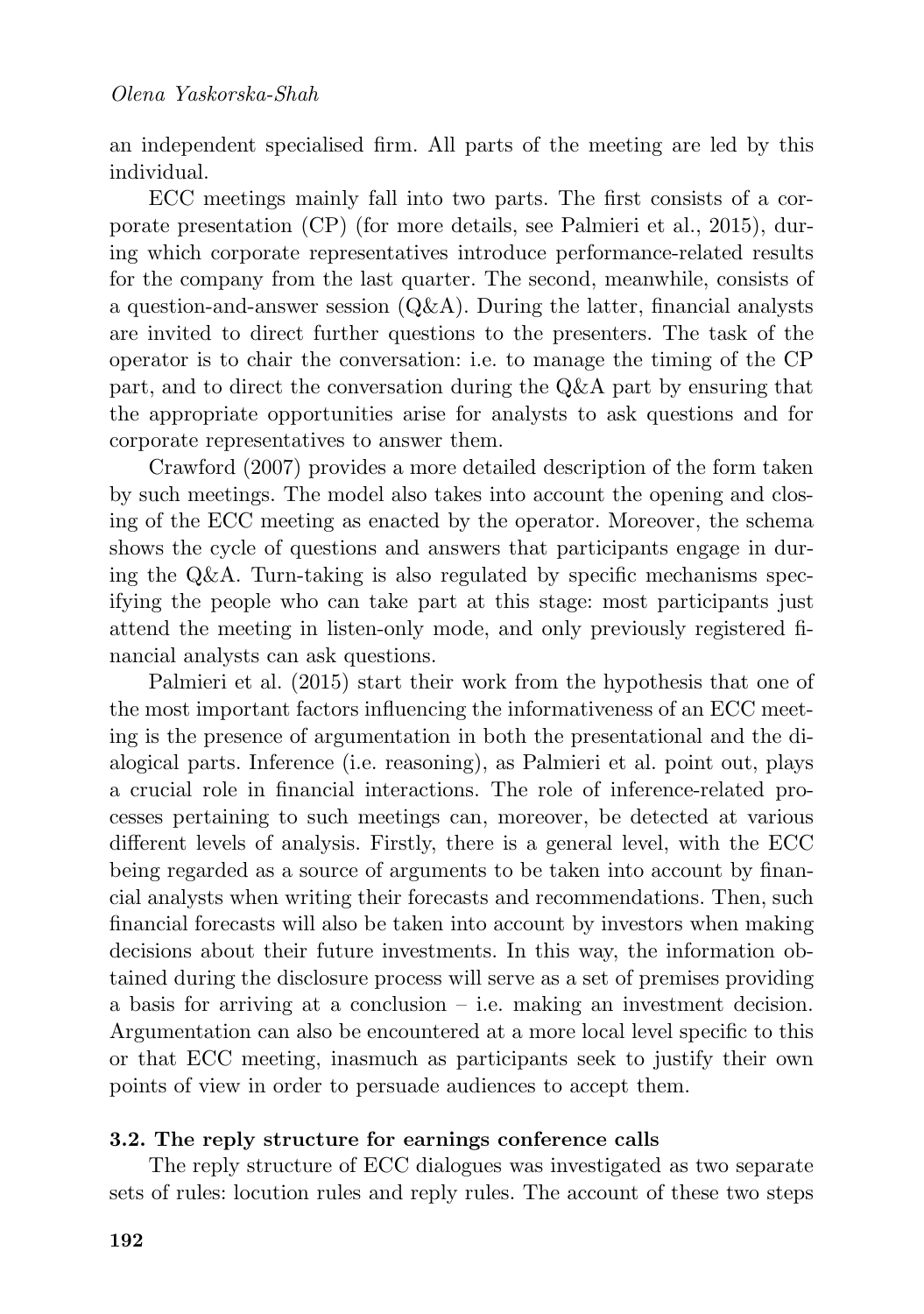an independent specialised firm. All parts of the meeting are led by this individual.

ECC meetings mainly fall into two parts. The first consists of a corporate presentation (CP) (for more details, see Palmieri et al., 2015), during which corporate representatives introduce performance-related results for the company from the last quarter. The second, meanwhile, consists of a question-and-answer session (Q&A). During the latter, financial analysts are invited to direct further questions to the presenters. The task of the operator is to chair the conversation: i.e. to manage the timing of the CP part, and to direct the conversation during the Q&A part by ensuring that the appropriate opportunities arise for analysts to ask questions and for corporate representatives to answer them.

Crawford (2007) provides a more detailed description of the form taken by such meetings. The model also takes into account the opening and closing of the ECC meeting as enacted by the operator. Moreover, the schema shows the cycle of questions and answers that participants engage in during the Q&A. Turn-taking is also regulated by specific mechanisms specifying the people who can take part at this stage: most participants just attend the meeting in listen-only mode, and only previously registered financial analysts can ask questions.

Palmieri et al. (2015) start their work from the hypothesis that one of the most important factors influencing the informativeness of an ECC meeting is the presence of argumentation in both the presentational and the dialogical parts. Inference (i.e. reasoning), as Palmieri et al. point out, plays a crucial role in financial interactions. The role of inference-related processes pertaining to such meetings can, moreover, be detected at various different levels of analysis. Firstly, there is a general level, with the ECC being regarded as a source of arguments to be taken into account by financial analysts when writing their forecasts and recommendations. Then, such financial forecasts will also be taken into account by investors when making decisions about their future investments. In this way, the information obtained during the disclosure process will serve as a set of premises providing a basis for arriving at a conclusion – i.e. making an investment decision. Argumentation can also be encountered at a more local level specific to this or that ECC meeting, inasmuch as participants seek to justify their own points of view in order to persuade audiences to accept them.

### 3.2. The reply structure for earnings conference calls

The reply structure of ECC dialogues was investigated as two separate sets of rules: locution rules and reply rules. The account of these two steps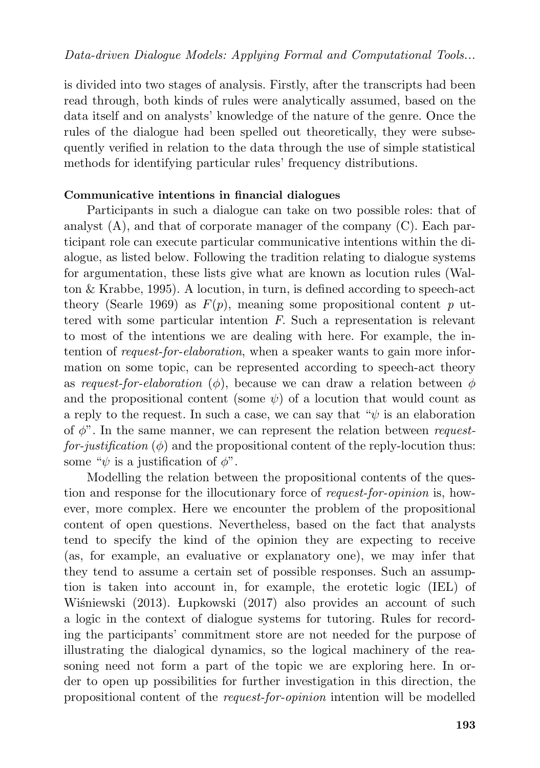is divided into two stages of analysis. Firstly, after the transcripts had been read through, both kinds of rules were analytically assumed, based on the data itself and on analysts' knowledge of the nature of the genre. Once the rules of the dialogue had been spelled out theoretically, they were subsequently verified in relation to the data through the use of simple statistical methods for identifying particular rules' frequency distributions.

**Communicative intentions in financial dialogues**

Participants in such a dialogue can take on two possible roles: that of analyst (A), and that of corporate manager of the company (C). Each participant role can execute particular communicative intentions within the dialogue, as listed below. Following the tradition relating to dialogue systems for argumentation, these lists give what are known as locution rules (Walton & Krabbe, 1995). A locution, in turn, is defined according to speech-act theory (Searle 1969) as $F(p)$, meaning some propositional content $p$ uttered with some particular intention $F$. Such a representation is relevant to most of the intentions we are dealing with here. For example, the intention of *request-for-elaboration*, when a speaker wants to gain more information on some topic, can be represented according to speech-act theory as *request-for-elaboration* ($\phi$), because we can draw a relation between $\phi$ and the propositional content (some $\psi$) of a locution that would count as a reply to the request. In such a case, we can say that "$\psi$ is an elaboration of $\phi$". In the same manner, we can represent the relation between *request-for-justification* ($\phi$) and the propositional content of the reply-locution thus: some "$\psi$ is a justification of $\phi$".

Modelling the relation between the propositional contents of the question and response for the illocutionary force of *request-for-opinion* is, however, more complex. Here we encounter the problem of the propositional content of open questions. Nevertheless, based on the fact that analysts tend to specify the kind of the opinion they are expecting to receive (as, for example, an evaluative or explanatory one), we may infer that they tend to assume a certain set of possible responses. Such an assumption is taken into account in, for example, the erotetic logic (IEL) of Wiśniewski (2013). Łupkowski (2017) also provides an account of such a logic in the context of dialogue systems for tutoring. Rules for recording the participants' commitment store are not needed for the purpose of illustrating the dialogical dynamics, so the logical machinery of the reasoning need not form a part of the topic we are exploring here. In order to open up possibilities for further investigation in this direction, the propositional content of the *request-for-opinion* intention will be modelled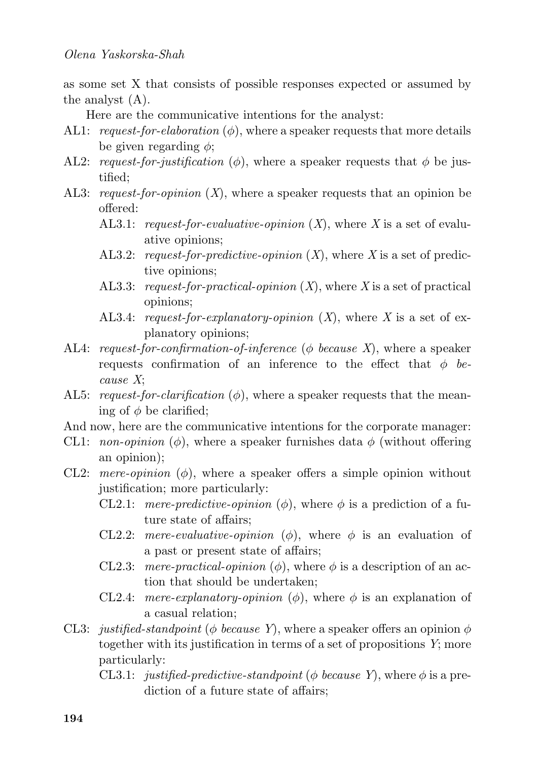as some set X that consists of possible responses expected or assumed by the analyst (A).

Here are the communicative intentions for the analyst:

- AL1: *request-for-elaboration* ($\phi$), where a speaker requests that more details be given regarding $\phi$;
- AL2: *request-for-justification* ($\phi$), where a speaker requests that $\phi$ be justified;
- AL3: *request-for-opinion* ($X$), where a speaker requests that an opinion be offered:
  - AL3.1: *request-for-evaluative-opinion* ($X$), where $X$ is a set of evaluative opinions;
  - AL3.2: *request-for-predictive-opinion* ($X$), where $X$ is a set of predictive opinions;
  - AL3.3: *request-for-practical-opinion* ($X$), where $X$ is a set of practical opinions;
  - AL3.4: *request-for-explanatory-opinion* ($X$), where $X$ is a set of explanatory opinions;
- AL4: *request-for-confirmation-of-inference* ($\phi$ *because* $X$), where a speaker requests confirmation of an inference to the effect that $\phi$ *because* $X$;
- AL5: *request-for-clarification* ($\phi$), where a speaker requests that the meaning of $\phi$ be clarified;

And now, here are the communicative intentions for the corporate manager:

- CL1: *non-opinion* ($\phi$), where a speaker furnishes data $\phi$ (without offering an opinion);
- CL2: *mere-opinion* ($\phi$), where a speaker offers a simple opinion without justification; more particularly:
  - CL2.1: *mere-predictive-opinion* ($\phi$), where $\phi$ is a prediction of a future state of affairs;
  - CL2.2: *mere-evaluative-opinion* ($\phi$), where $\phi$ is an evaluation of a past or present state of affairs;
  - CL2.3: *mere-practical-opinion* ($\phi$), where $\phi$ is a description of an action that should be undertaken;
  - CL2.4: *mere-explanatory-opinion* ($\phi$), where $\phi$ is an explanation of a casual relation;
- CL3: *justified-standpoint* ($\phi$ *because* $Y$), where a speaker offers an opinion $\phi$ together with its justification in terms of a set of propositions $Y$; more particularly:
  - CL3.1: *justified-predictive-standpoint* ($\phi$ *because* $Y$), where $\phi$ is a prediction of a future state of affairs;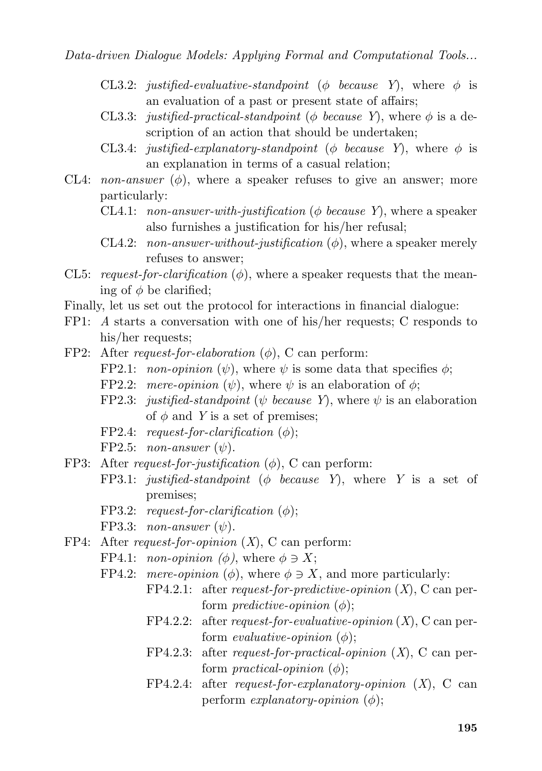- CL3.2: *justified-evaluative-standpoint* ($\phi$ *because* $Y$), where $\phi$ is an evaluation of a past or present state of affairs;
- CL3.3: *justified-practical-standpoint* ($\phi$ *because* $Y$), where $\phi$ is a description of an action that should be undertaken;
- CL3.4: *justified-explanatory-standpoint* ($\phi$ *because* $Y$), where $\phi$ is an explanation in terms of a casual relation;

CL4: *non-answer* ($\phi$), where a speaker refuses to give an answer; more particularly:

- CL4.1: *non-answer-with-justification* ($\phi$ *because* $Y$), where a speaker also furnishes a justification for his/her refusal;
- CL4.2: *non-answer-without-justification* ($\phi$), where a speaker merely refuses to answer;

CL5: *request-for-clarification* ($\phi$), where a speaker requests that the meaning of $\phi$ be clarified;

Finally, let us set out the protocol for interactions in financial dialogue:

FP1: *A* starts a conversation with one of his/her requests; C responds to his/her requests;

FP2: After *request-for-elaboration* ($\phi$), C can perform:

- FP2.1: *non-opinion* ($\psi$), where $\psi$ is some data that specifies $\phi$;
- FP2.2: *mere-opinion* ($\psi$), where $\psi$ is an elaboration of $\phi$;
- FP2.3: *justified-standpoint* ($\psi$ *because* $Y$), where $\psi$ is an elaboration of $\phi$ and $Y$ is a set of premises;
- FP2.4: *request-for-clarification* ($\phi$);
- FP2.5: *non-answer* ($\psi$).

FP3: After *request-for-justification* ($\phi$), C can perform:

- FP3.1: *justified-standpoint* ($\phi$ *because* $Y$), where $Y$ is a set of premises;
- FP3.2: *request-for-clarification* ($\phi$);
- FP3.3: *non-answer* ($\psi$).

FP4: After *request-for-opinion* ($X$), C can perform:

- FP4.1: *non-opinion ($\phi$)*, where $\phi \ni X$;
- FP4.2: *mere-opinion* ($\phi$), where $\phi \ni X$, and more particularly:
  - FP4.2.1: after *request-for-predictive-opinion* ($X$), C can perform *predictive-opinion* ($\phi$);
  - FP4.2.2: after *request-for-evaluative-opinion* ($X$), C can perform *evaluative-opinion* ($\phi$);
  - FP4.2.3: after *request-for-practical-opinion* ($X$), C can perform *practical-opinion* ($\phi$);
  - FP4.2.4: after *request-for-explanatory-opinion* ($X$), C can perform *explanatory-opinion* ($\phi$);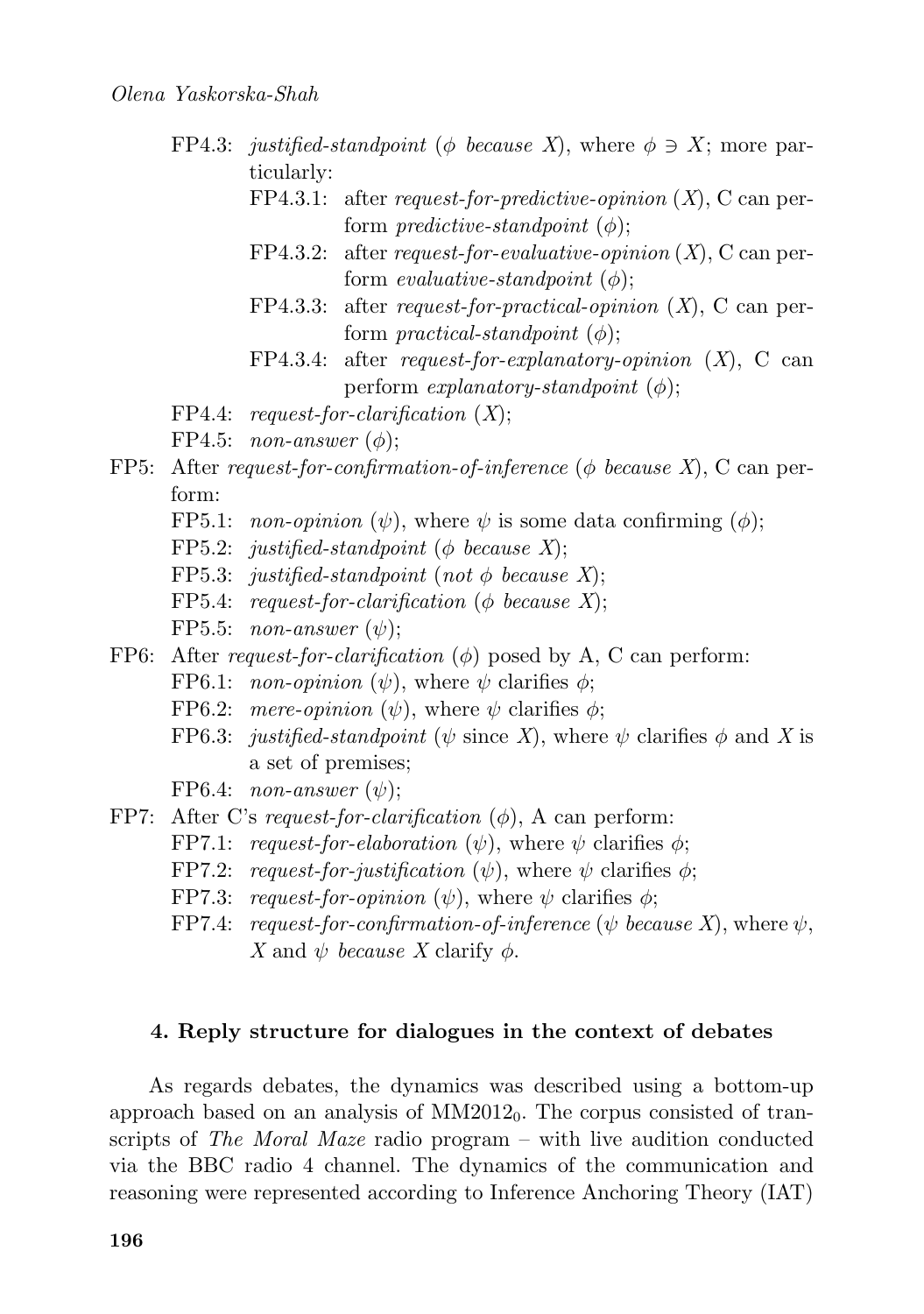- FP4.3: *justified-standpoint* ($\phi$ *because* $X$), where $\phi \ni X$; more particularly:
  - FP4.3.1: after *request-for-predictive-opinion* ($X$), C can perform *predictive-standpoint* ($\phi$);
  - FP4.3.2: after *request-for-evaluative-opinion* ($X$), C can perform *evaluative-standpoint* ($\phi$);
  - FP4.3.3: after *request-for-practical-opinion* ($X$), C can perform *practical-standpoint* ($\phi$);
  - FP4.3.4: after *request-for-explanatory-opinion* ($X$), C can perform *explanatory-standpoint* ($\phi$);
- FP4.4: *request-for-clarification* ($X$);
- FP4.5: *non-answer* ($\phi$);

FP5: After *request-for-confirmation-of-inference* ($\phi$ *because* $X$), C can perform:
- FP5.1: *non-opinion* ($\psi$), where $\psi$ is some data confirming ($\phi$);
- FP5.2: *justified-standpoint* ($\phi$ *because* $X$);
- FP5.3: *justified-standpoint* (*not* $\phi$ *because* $X$);
- FP5.4: *request-for-clarification* ($\phi$ *because* $X$);
- FP5.5: *non-answer* ($\psi$);

FP6: After *request-for-clarification* ($\phi$) posed by A, C can perform:
- FP6.1: *non-opinion* ($\psi$), where $\psi$ clarifies $\phi$;
- FP6.2: *mere-opinion* ($\psi$), where $\psi$ clarifies $\phi$;
- FP6.3: *justified-standpoint* ($\psi$ since $X$), where $\psi$ clarifies $\phi$ and $X$ is a set of premises;
- FP6.4: *non-answer* ($\psi$);

FP7: After C's *request-for-clarification* ($\phi$), A can perform:
- FP7.1: *request-for-elaboration* ($\psi$), where $\psi$ clarifies $\phi$;
- FP7.2: *request-for-justification* ($\psi$), where $\psi$ clarifies $\phi$;
- FP7.3: *request-for-opinion* ($\psi$), where $\psi$ clarifies $\phi$;
- FP7.4: *request-for-confirmation-of-inference* ($\psi$ *because* $X$), where $\psi$, $X$ and $\psi$ *because* $X$ clarify $\phi$.

## 4. Reply structure for dialogues in the context of debates

As regards debates, the dynamics was described using a bottom-up approach based on an analysis of $\text{MM2012}_0$. The corpus consisted of transcripts of *The Moral Maze* radio program – with live audition conducted via the BBC radio 4 channel. The dynamics of the communication and reasoning were represented according to Inference Anchoring Theory (IAT)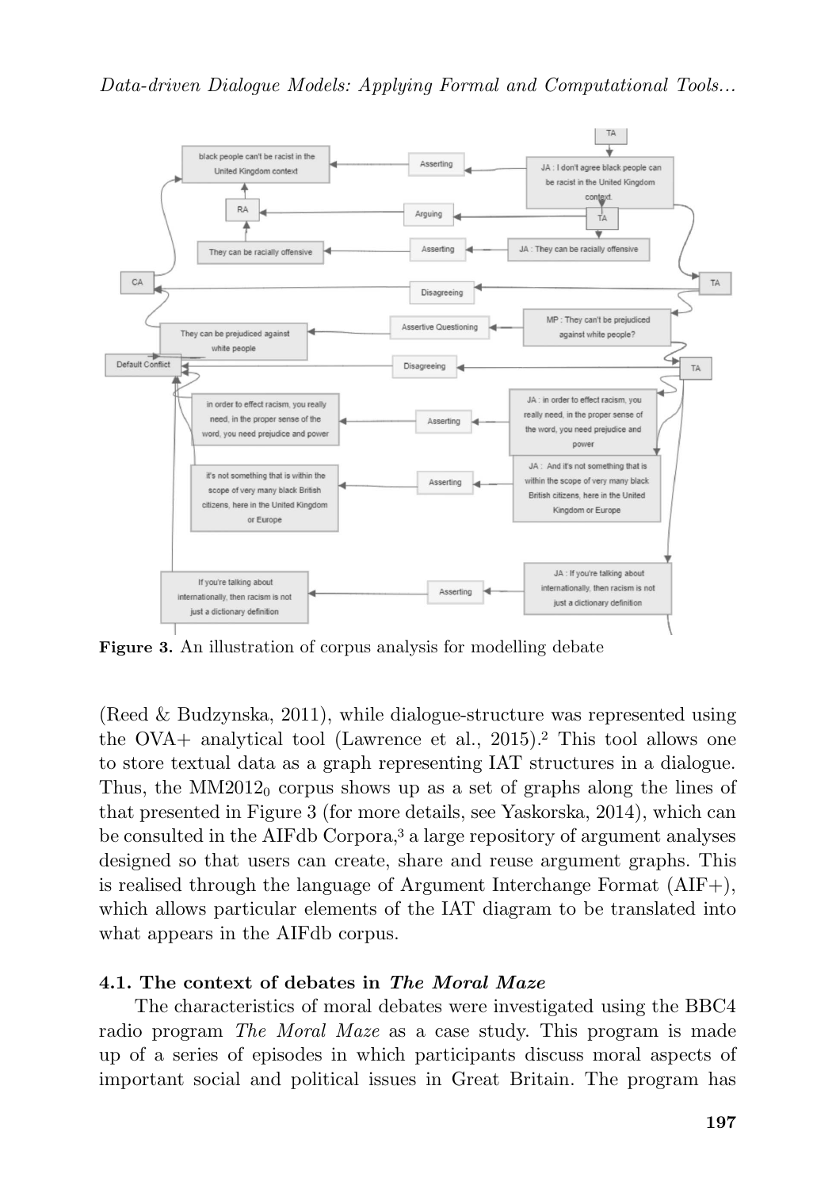Figure 3. An illustration of corpus analysis for modelling debate

(Reed & Budzynska, 2011), while dialogue-structure was represented using the OVA+ analytical tool (Lawrence et al., 2015).[2] This tool allows one to store textual data as a graph representing IAT structures in a dialogue. Thus, the $MM2012_0$ corpus shows up as a set of graphs along the lines of that presented in Figure 3 (for more details, see Yaskorska, 2014), which can be consulted in the AIFdb Corpora,[3] a large repository of argument analyses designed so that users can create, share and reuse argument graphs. This is realised through the language of Argument Interchange Format (AIF+), which allows particular elements of the IAT diagram to be translated into what appears in the AIFdb corpus.

### 4.1. The context of debates in *The Moral Maze*

The characteristics of moral debates were investigated using the BBC4 radio program *The Moral Maze* as a case study. This program is made up of a series of episodes in which participants discuss moral aspects of important social and political issues in Great Britain. The program has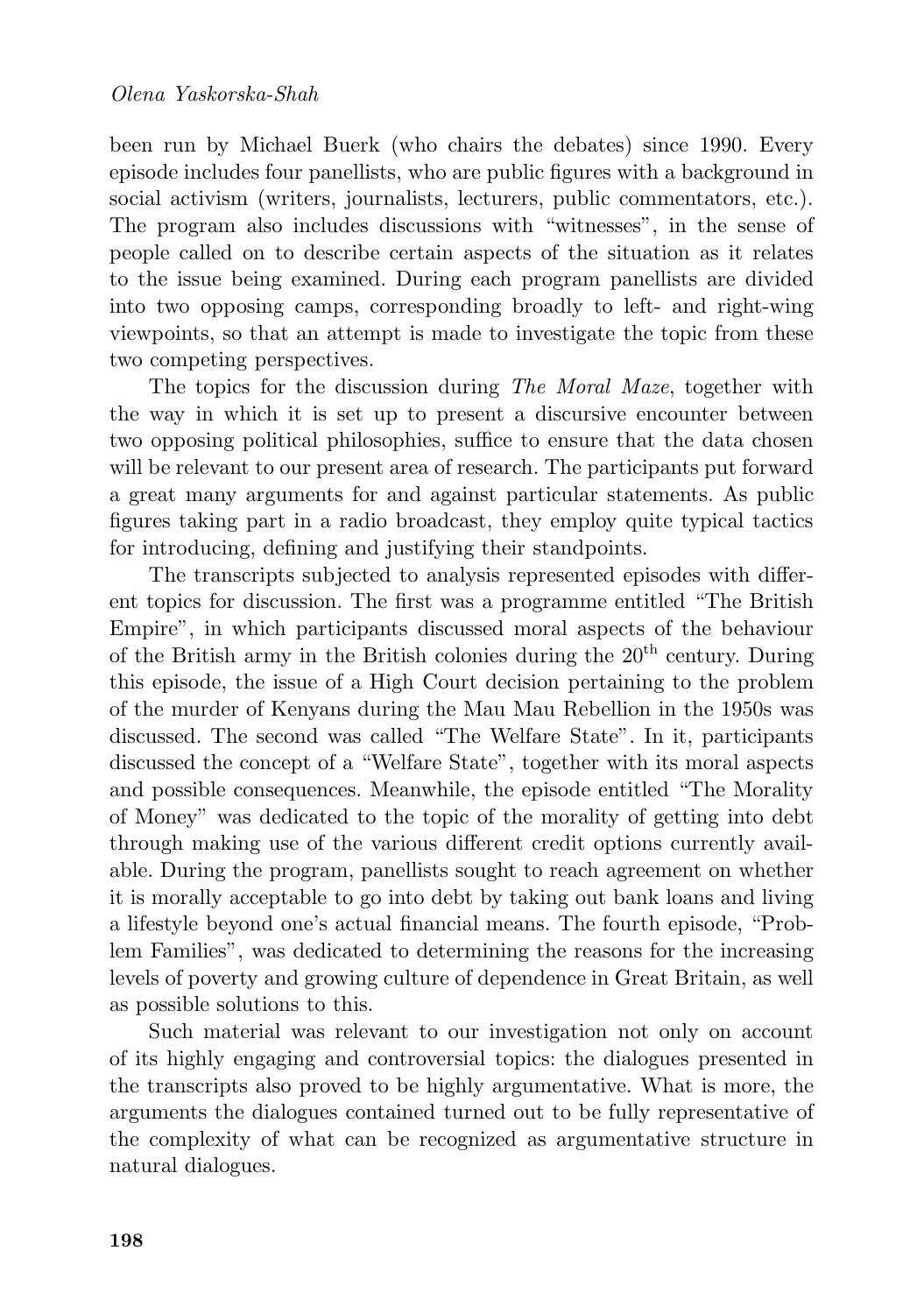been run by Michael Buerk (who chairs the debates) since 1990. Every episode includes four panellists, who are public figures with a background in social activism (writers, journalists, lecturers, public commentators, etc.). The program also includes discussions with "witnesses", in the sense of people called on to describe certain aspects of the situation as it relates to the issue being examined. During each program panellists are divided into two opposing camps, corresponding broadly to left- and right-wing viewpoints, so that an attempt is made to investigate the topic from these two competing perspectives.

The topics for the discussion during *The Moral Maze*, together with the way in which it is set up to present a discursive encounter between two opposing political philosophies, suffice to ensure that the data chosen will be relevant to our present area of research. The participants put forward a great many arguments for and against particular statements. As public figures taking part in a radio broadcast, they employ quite typical tactics for introducing, defining and justifying their standpoints.

The transcripts subjected to analysis represented episodes with different topics for discussion. The first was a programme entitled "The British Empire", in which participants discussed moral aspects of the behaviour of the British army in the British colonies during the 20th century. During this episode, the issue of a High Court decision pertaining to the problem of the murder of Kenyans during the Mau Mau Rebellion in the 1950s was discussed. The second was called "The Welfare State". In it, participants discussed the concept of a "Welfare State", together with its moral aspects and possible consequences. Meanwhile, the episode entitled "The Morality of Money" was dedicated to the topic of the morality of getting into debt through making use of the various different credit options currently available. During the program, panellists sought to reach agreement on whether it is morally acceptable to go into debt by taking out bank loans and living a lifestyle beyond one's actual financial means. The fourth episode, "Problem Families", was dedicated to determining the reasons for the increasing levels of poverty and growing culture of dependence in Great Britain, as well as possible solutions to this.

Such material was relevant to our investigation not only on account of its highly engaging and controversial topics: the dialogues presented in the transcripts also proved to be highly argumentative. What is more, the arguments the dialogues contained turned out to be fully representative of the complexity of what can be recognized as argumentative structure in natural dialogues.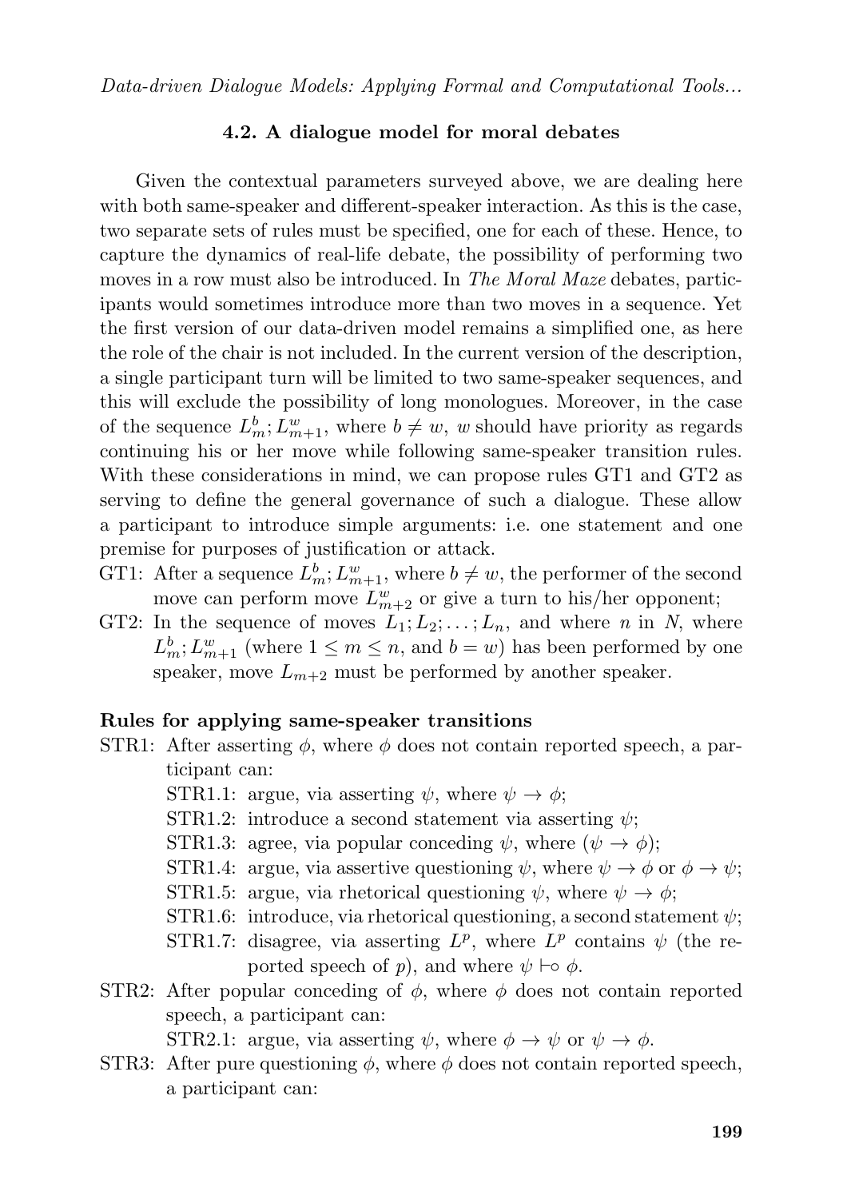### 4.2. A dialogue model for moral debates

Given the contextual parameters surveyed above, we are dealing here with both same-speaker and different-speaker interaction. As this is the case, two separate sets of rules must be specified, one for each of these. Hence, to capture the dynamics of real-life debate, the possibility of performing two moves in a row must also be introduced. In *The Moral Maze* debates, participants would sometimes introduce more than two moves in a sequence. Yet the first version of our data-driven model remains a simplified one, as here the role of the chair is not included. In the current version of the description, a single participant turn will be limited to two same-speaker sequences, and this will exclude the possibility of long monologues. Moreover, in the case of the sequence $L^b_m; L^w_{m+1}$, where $b \neq w$, $w$ should have priority as regards continuing his or her move while following same-speaker transition rules. With these considerations in mind, we can propose rules GT1 and GT2 as serving to define the general governance of such a dialogue. These allow a participant to introduce simple arguments: i.e. one statement and one premise for purposes of justification or attack.

GT1: After a sequence $L^b_m; L^w_{m+1}$, where $b \neq w$, the performer of the second move can perform move $L^w_{m+2}$ or give a turn to his/her opponent;

GT2: In the sequence of moves $L_1; L_2; \ldots; L_n$, and where $n$ in $N$, where $L^b_m; L^w_{m+1}$ (where $1 \leq m \leq n$, and $b = w$) has been performed by one speaker, move $L_{m+2}$ must be performed by another speaker.

**Rules for applying same-speaker transitions**

STR1: After asserting $\phi$, where $\phi$ does not contain reported speech, a participant can:

- STR1.1: argue, via asserting $\psi$, where $\psi \rightarrow \phi$;
- STR1.2: introduce a second statement via asserting $\psi$;
- STR1.3: agree, via popular conceding $\psi$, where $(\psi \rightarrow \phi)$;
- STR1.4: argue, via assertive questioning $\psi$, where $\psi \rightarrow \phi$ or $\phi \rightarrow \psi$;
- STR1.5: argue, via rhetorical questioning $\psi$, where $\psi \rightarrow \phi$;
- STR1.6: introduce, via rhetorical questioning, a second statement $\psi$;
- STR1.7: disagree, via asserting $L^p$, where $L^p$ contains $\psi$ (the reported speech of $p$), and where $\psi \vdash\!\circ\, \phi$.

STR2: After popular conceding of $\phi$, where $\phi$ does not contain reported speech, a participant can:

- STR2.1: argue, via asserting $\psi$, where $\phi \rightarrow \psi$ or $\psi \rightarrow \phi$.

STR3: After pure questioning $\phi$, where $\phi$ does not contain reported speech, a participant can: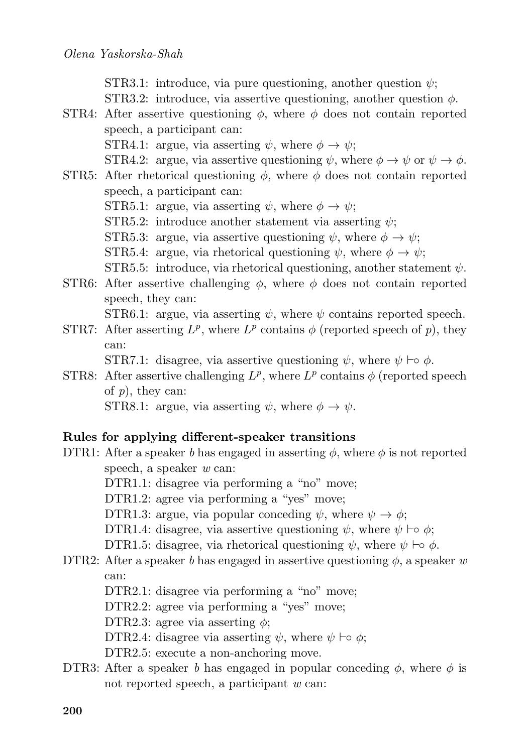STR3.1: introduce, via pure questioning, another question $\psi$;
STR3.2: introduce, via assertive questioning, another question $\phi$.

STR4: After assertive questioning $\phi$, where $\phi$ does not contain reported speech, a participant can:
STR4.1: argue, via asserting $\psi$, where $\phi \rightarrow \psi$;
STR4.2: argue, via assertive questioning $\psi$, where $\phi \rightarrow \psi$ or $\psi \rightarrow \phi$.

STR5: After rhetorical questioning $\phi$, where $\phi$ does not contain reported speech, a participant can:
STR5.1: argue, via asserting $\psi$, where $\phi \rightarrow \psi$;
STR5.2: introduce another statement via asserting $\psi$;
STR5.3: argue, via assertive questioning $\psi$, where $\phi \rightarrow \psi$;
STR5.4: argue, via rhetorical questioning $\psi$, where $\phi \rightarrow \psi$;
STR5.5: introduce, via rhetorical questioning, another statement $\psi$.

STR6: After assertive challenging $\phi$, where $\phi$ does not contain reported speech, they can:
STR6.1: argue, via asserting $\psi$, where $\psi$ contains reported speech.

STR7: After asserting $L^p$, where $L^p$ contains $\phi$ (reported speech of $p$), they can:
STR7.1: disagree, via assertive questioning $\psi$, where $\psi \vdash\!\circ\, \phi$.

STR8: After assertive challenging $L^p$, where $L^p$ contains $\phi$ (reported speech of $p$), they can:
STR8.1: argue, via asserting $\psi$, where $\phi \rightarrow \psi$.

**Rules for applying different-speaker transitions**

DTR1: After a speaker $b$ has engaged in asserting $\phi$, where $\phi$ is not reported speech, a speaker $w$ can:
DTR1.1: disagree via performing a "no" move;
DTR1.2: agree via performing a "yes" move;
DTR1.3: argue, via popular conceding $\psi$, where $\psi \rightarrow \phi$;
DTR1.4: disagree, via assertive questioning $\psi$, where $\psi \vdash\!\circ\, \phi$;
DTR1.5: disagree, via rhetorical questioning $\psi$, where $\psi \vdash\!\circ\, \phi$.

DTR2: After a speaker $b$ has engaged in assertive questioning $\phi$, a speaker $w$ can:
DTR2.1: disagree via performing a "no" move;
DTR2.2: agree via performing a "yes" move;
DTR2.3: agree via asserting $\phi$;
DTR2.4: disagree via asserting $\psi$, where $\psi \vdash\!\circ\, \phi$;
DTR2.5: execute a non-anchoring move.

DTR3: After a speaker $b$ has engaged in popular conceding $\phi$, where $\phi$ is not reported speech, a participant $w$ can: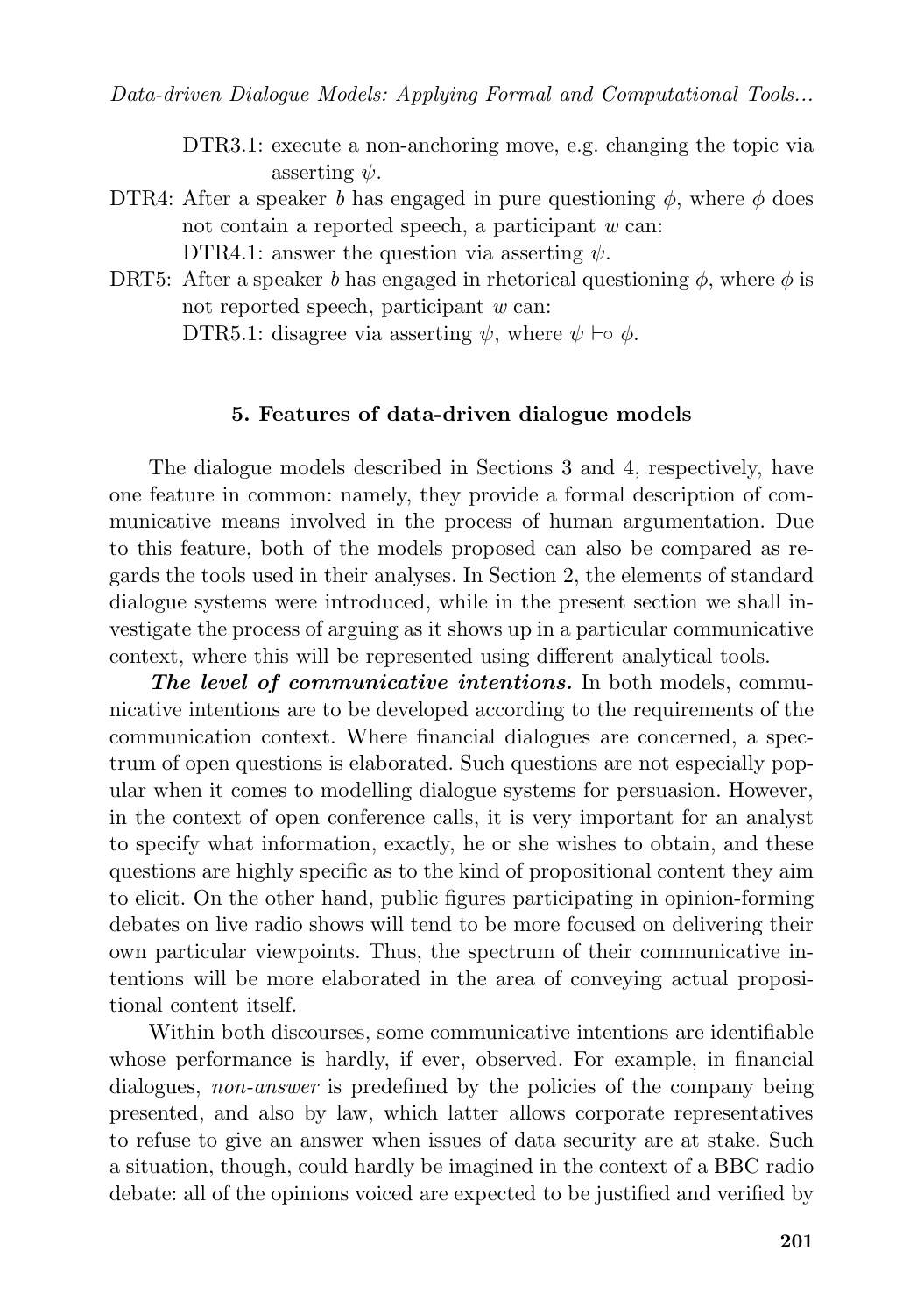DTR3.1: execute a non-anchoring move, e.g. changing the topic via asserting $\psi$.

DTR4: After a speaker $b$ has engaged in pure questioning $\phi$, where $\phi$ does not contain a reported speech, a participant $w$ can:
DTR4.1: answer the question via asserting $\psi$.

DRT5: After a speaker $b$ has engaged in rhetorical questioning $\phi$, where $\phi$ is not reported speech, participant $w$ can:
DTR5.1: disagree via asserting $\psi$, where $\psi \vdash\!\circ\, \phi$.

## 5. Features of data-driven dialogue models

The dialogue models described in Sections 3 and 4, respectively, have one feature in common: namely, they provide a formal description of communicative means involved in the process of human argumentation. Due to this feature, both of the models proposed can also be compared as regards the tools used in their analyses. In Section 2, the elements of standard dialogue systems were introduced, while in the present section we shall investigate the process of arguing as it shows up in a particular communicative context, where this will be represented using different analytical tools.

***The level of communicative intentions.*** In both models, communicative intentions are to be developed according to the requirements of the communication context. Where financial dialogues are concerned, a spectrum of open questions is elaborated. Such questions are not especially popular when it comes to modelling dialogue systems for persuasion. However, in the context of open conference calls, it is very important for an analyst to specify what information, exactly, he or she wishes to obtain, and these questions are highly specific as to the kind of propositional content they aim to elicit. On the other hand, public figures participating in opinion-forming debates on live radio shows will tend to be more focused on delivering their own particular viewpoints. Thus, the spectrum of their communicative intentions will be more elaborated in the area of conveying actual propositional content itself.

Within both discourses, some communicative intentions are identifiable whose performance is hardly, if ever, observed. For example, in financial dialogues, *non-answer* is predefined by the policies of the company being presented, and also by law, which latter allows corporate representatives to refuse to give an answer when issues of data security are at stake. Such a situation, though, could hardly be imagined in the context of a BBC radio debate: all of the opinions voiced are expected to be justified and verified by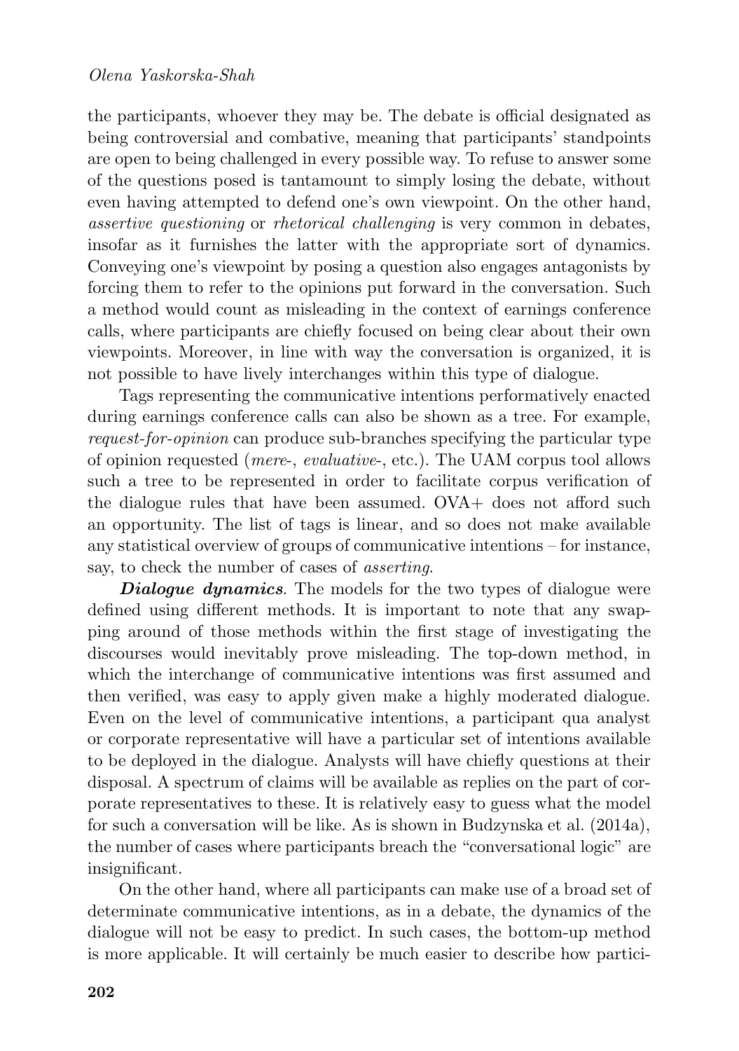the participants, whoever they may be. The debate is official designated as being controversial and combative, meaning that participants' standpoints are open to being challenged in every possible way. To refuse to answer some of the questions posed is tantamount to simply losing the debate, without even having attempted to defend one's own viewpoint. On the other hand, *assertive questioning* or *rhetorical challenging* is very common in debates, insofar as it furnishes the latter with the appropriate sort of dynamics. Conveying one's viewpoint by posing a question also engages antagonists by forcing them to refer to the opinions put forward in the conversation. Such a method would count as misleading in the context of earnings conference calls, where participants are chiefly focused on being clear about their own viewpoints. Moreover, in line with way the conversation is organized, it is not possible to have lively interchanges within this type of dialogue.

Tags representing the communicative intentions performatively enacted during earnings conference calls can also be shown as a tree. For example, *request-for-opinion* can produce sub-branches specifying the particular type of opinion requested (*mere-*, *evaluative-*, etc.). The UAM corpus tool allows such a tree to be represented in order to facilitate corpus verification of the dialogue rules that have been assumed. OVA+ does not afford such an opportunity. The list of tags is linear, and so does not make available any statistical overview of groups of communicative intentions – for instance, say, to check the number of cases of *asserting*.

***Dialogue dynamics***. The models for the two types of dialogue were defined using different methods. It is important to note that any swapping around of those methods within the first stage of investigating the discourses would inevitably prove misleading. The top-down method, in which the interchange of communicative intentions was first assumed and then verified, was easy to apply given make a highly moderated dialogue. Even on the level of communicative intentions, a participant qua analyst or corporate representative will have a particular set of intentions available to be deployed in the dialogue. Analysts will have chiefly questions at their disposal. A spectrum of claims will be available as replies on the part of corporate representatives to these. It is relatively easy to guess what the model for such a conversation will be like. As is shown in Budzynska et al. (2014a), the number of cases where participants breach the "conversational logic" are insignificant.

On the other hand, where all participants can make use of a broad set of determinate communicative intentions, as in a debate, the dynamics of the dialogue will not be easy to predict. In such cases, the bottom-up method is more applicable. It will certainly be much easier to describe how partici-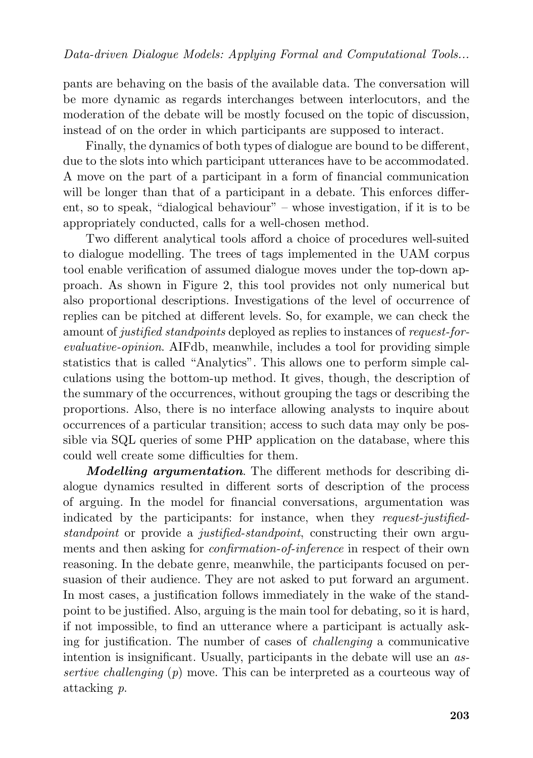pants are behaving on the basis of the available data. The conversation will be more dynamic as regards interchanges between interlocutors, and the moderation of the debate will be mostly focused on the topic of discussion, instead of on the order in which participants are supposed to interact.

Finally, the dynamics of both types of dialogue are bound to be different, due to the slots into which participant utterances have to be accommodated. A move on the part of a participant in a form of financial communication will be longer than that of a participant in a debate. This enforces different, so to speak, "dialogical behaviour" – whose investigation, if it is to be appropriately conducted, calls for a well-chosen method.

Two different analytical tools afford a choice of procedures well-suited to dialogue modelling. The trees of tags implemented in the UAM corpus tool enable verification of assumed dialogue moves under the top-down approach. As shown in Figure 2, this tool provides not only numerical but also proportional descriptions. Investigations of the level of occurrence of replies can be pitched at different levels. So, for example, we can check the amount of *justified standpoints* deployed as replies to instances of *request-for-evaluative-opinion*. AIFdb, meanwhile, includes a tool for providing simple statistics that is called "Analytics". This allows one to perform simple calculations using the bottom-up method. It gives, though, the description of the summary of the occurrences, without grouping the tags or describing the proportions. Also, there is no interface allowing analysts to inquire about occurrences of a particular transition; access to such data may only be possible via SQL queries of some PHP application on the database, where this could well create some difficulties for them.

***Modelling argumentation***. The different methods for describing dialogue dynamics resulted in different sorts of description of the process of arguing. In the model for financial conversations, argumentation was indicated by the participants: for instance, when they *request-justified-standpoint* or provide a *justified-standpoint*, constructing their own arguments and then asking for *confirmation-of-inference* in respect of their own reasoning. In the debate genre, meanwhile, the participants focused on persuasion of their audience. They are not asked to put forward an argument. In most cases, a justification follows immediately in the wake of the standpoint to be justified. Also, arguing is the main tool for debating, so it is hard, if not impossible, to find an utterance where a participant is actually asking for justification. The number of cases of *challenging* a communicative intention is insignificant. Usually, participants in the debate will use an *assertive challenging* ($p$) move. This can be interpreted as a courteous way of attacking $p$.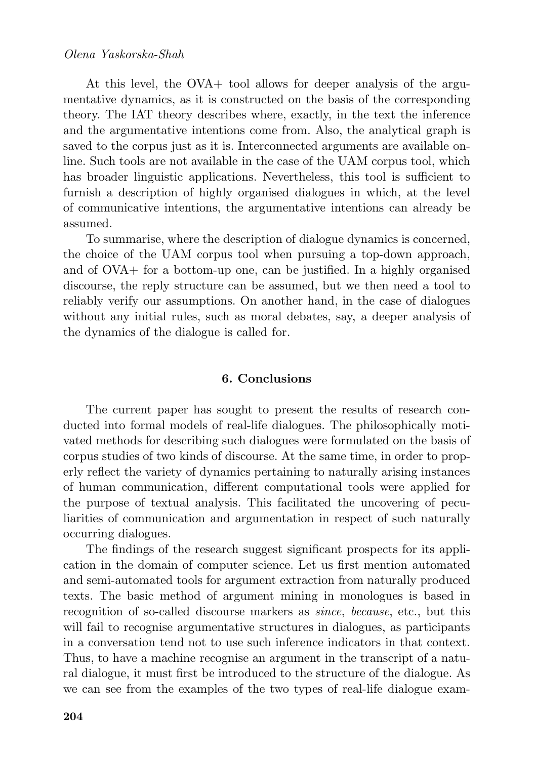At this level, the OVA+ tool allows for deeper analysis of the argumentative dynamics, as it is constructed on the basis of the corresponding theory. The IAT theory describes where, exactly, in the text the inference and the argumentative intentions come from. Also, the analytical graph is saved to the corpus just as it is. Interconnected arguments are available online. Such tools are not available in the case of the UAM corpus tool, which has broader linguistic applications. Nevertheless, this tool is sufficient to furnish a description of highly organised dialogues in which, at the level of communicative intentions, the argumentative intentions can already be assumed.

To summarise, where the description of dialogue dynamics is concerned, the choice of the UAM corpus tool when pursuing a top-down approach, and of OVA+ for a bottom-up one, can be justified. In a highly organised discourse, the reply structure can be assumed, but we then need a tool to reliably verify our assumptions. On another hand, in the case of dialogues without any initial rules, such as moral debates, say, a deeper analysis of the dynamics of the dialogue is called for.

## 6. Conclusions

The current paper has sought to present the results of research conducted into formal models of real-life dialogues. The philosophically motivated methods for describing such dialogues were formulated on the basis of corpus studies of two kinds of discourse. At the same time, in order to properly reflect the variety of dynamics pertaining to naturally arising instances of human communication, different computational tools were applied for the purpose of textual analysis. This facilitated the uncovering of peculiarities of communication and argumentation in respect of such naturally occurring dialogues.

The findings of the research suggest significant prospects for its application in the domain of computer science. Let us first mention automated and semi-automated tools for argument extraction from naturally produced texts. The basic method of argument mining in monologues is based in recognition of so-called discourse markers as *since*, *because*, etc., but this will fail to recognise argumentative structures in dialogues, as participants in a conversation tend not to use such inference indicators in that context. Thus, to have a machine recognise an argument in the transcript of a natural dialogue, it must first be introduced to the structure of the dialogue. As we can see from the examples of the two types of real-life dialogue exam-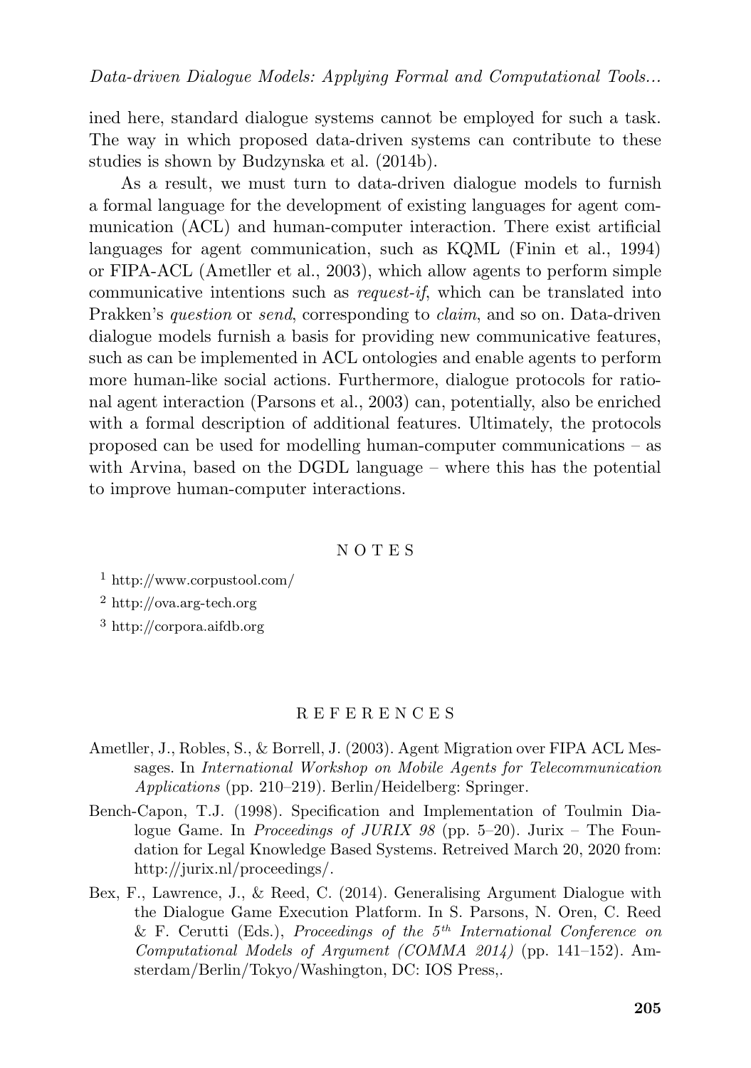ined here, standard dialogue systems cannot be employed for such a task. The way in which proposed data-driven systems can contribute to these studies is shown by Budzynska et al. (2014b).

As a result, we must turn to data-driven dialogue models to furnish a formal language for the development of existing languages for agent communication (ACL) and human-computer interaction. There exist artificial languages for agent communication, such as KQML (Finin et al., 1994) or FIPA-ACL (Ametller et al., 2003), which allow agents to perform simple communicative intentions such as *request-if*, which can be translated into Prakken's *question* or *send*, corresponding to *claim*, and so on. Data-driven dialogue models furnish a basis for providing new communicative features, such as can be implemented in ACL ontologies and enable agents to perform more human-like social actions. Furthermore, dialogue protocols for rational agent interaction (Parsons et al., 2003) can, potentially, also be enriched with a formal description of additional features. Ultimately, the protocols proposed can be used for modelling human-computer communications – as with Arvina, based on the DGDL language – where this has the potential to improve human-computer interactions.

## NOTES

[1] http://www.corpustool.com/

[2] http://ova.arg-tech.org

[3] http://corpora.aifdb.org

## REFERENCES

Ametller, J., Robles, S., & Borrell, J. (2003). Agent Migration over FIPA ACL Messages. In *International Workshop on Mobile Agents for Telecommunication Applications* (pp. 210–219). Berlin/Heidelberg: Springer.

Bench-Capon, T.J. (1998). Specification and Implementation of Toulmin Dialogue Game. In *Proceedings of JURIX 98* (pp. 5–20). Jurix – The Foundation for Legal Knowledge Based Systems. Retreived March 20, 2020 from: http://jurix.nl/proceedings/.

Bex, F., Lawrence, J., & Reed, C. (2014). Generalising Argument Dialogue with the Dialogue Game Execution Platform. In S. Parsons, N. Oren, C. Reed & F. Cerutti (Eds.), *Proceedings of the 5th International Conference on Computational Models of Argument (COMMA 2014)* (pp. 141–152). Amsterdam/Berlin/Tokyo/Washington, DC: IOS Press,.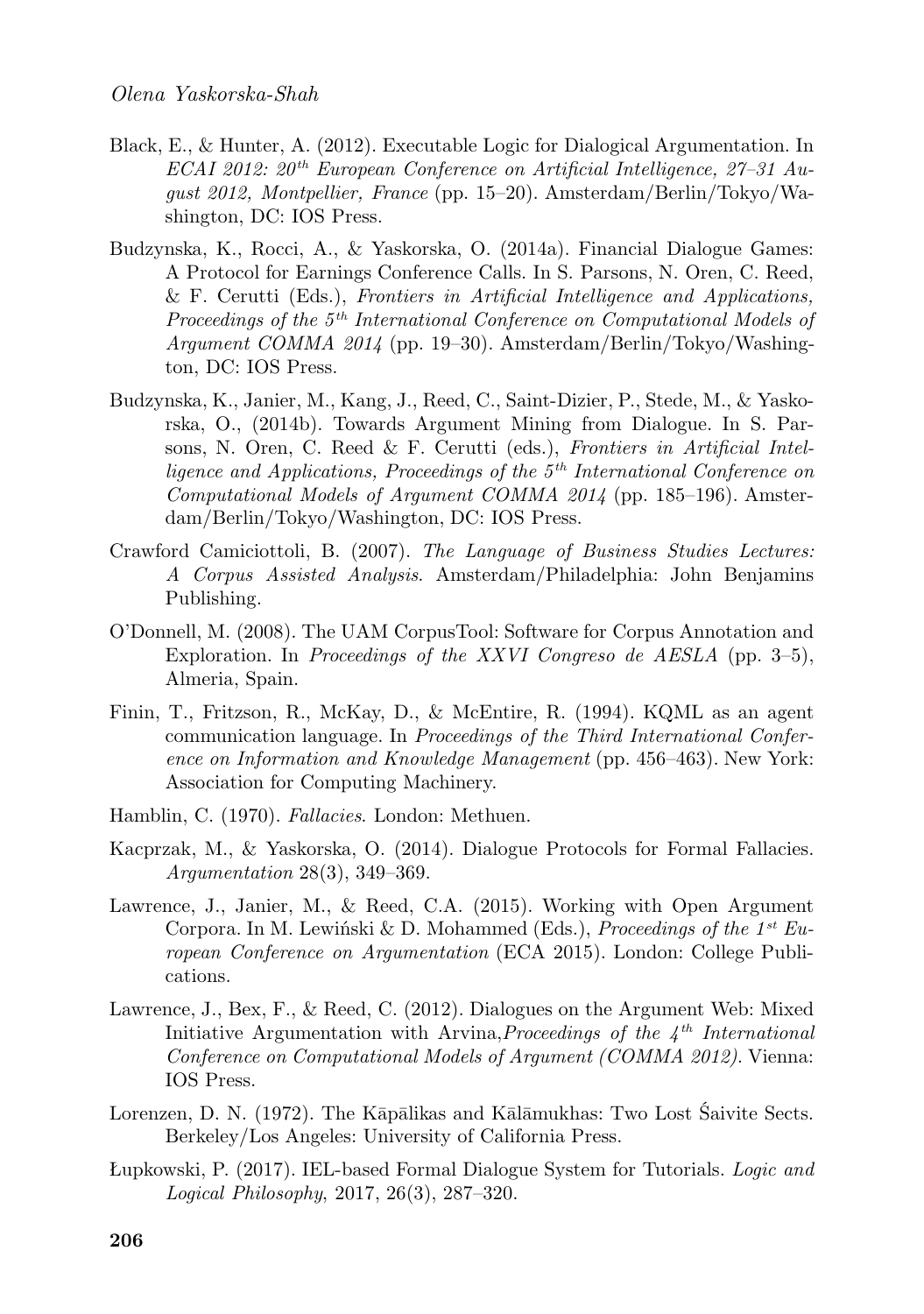Black, E., & Hunter, A. (2012). Executable Logic for Dialogical Argumentation. In *ECAI 2012: 20$^{th}$ European Conference on Artificial Intelligence, 27–31 August 2012, Montpellier, France* (pp. 15–20). Amsterdam/Berlin/Tokyo/Washington, DC: IOS Press.

Budzynska, K., Rocci, A., & Yaskorska, O. (2014a). Financial Dialogue Games: A Protocol for Earnings Conference Calls. In S. Parsons, N. Oren, C. Reed, & F. Cerutti (Eds.), *Frontiers in Artificial Intelligence and Applications, Proceedings of the 5$^{th}$ International Conference on Computational Models of Argument COMMA 2014* (pp. 19–30). Amsterdam/Berlin/Tokyo/Washington, DC: IOS Press.

Budzynska, K., Janier, M., Kang, J., Reed, C., Saint-Dizier, P., Stede, M., & Yaskorska, O., (2014b). Towards Argument Mining from Dialogue. In S. Parsons, N. Oren, C. Reed & F. Cerutti (eds.), *Frontiers in Artificial Intelligence and Applications, Proceedings of the 5$^{th}$ International Conference on Computational Models of Argument COMMA 2014* (pp. 185–196). Amsterdam/Berlin/Tokyo/Washington, DC: IOS Press.

Crawford Camiciottoli, B. (2007). *The Language of Business Studies Lectures: A Corpus Assisted Analysis*. Amsterdam/Philadelphia: John Benjamins Publishing.

O'Donnell, M. (2008). The UAM CorpusTool: Software for Corpus Annotation and Exploration. In *Proceedings of the XXVI Congreso de AESLA* (pp. 3–5), Almeria, Spain.

Finin, T., Fritzson, R., McKay, D., & McEntire, R. (1994). KQML as an agent communication language. In *Proceedings of the Third International Conference on Information and Knowledge Management* (pp. 456–463). New York: Association for Computing Machinery.

Hamblin, C. (1970). *Fallacies*. London: Methuen.

Kacprzak, M., & Yaskorska, O. (2014). Dialogue Protocols for Formal Fallacies. *Argumentation* 28(3), 349–369.

Lawrence, J., Janier, M., & Reed, C.A. (2015). Working with Open Argument Corpora. In M. Lewiński & D. Mohammed (Eds.), *Proceedings of the 1$^{st}$ European Conference on Argumentation* (ECA 2015). London: College Publications.

Lawrence, J., Bex, F., & Reed, C. (2012). Dialogues on the Argument Web: Mixed Initiative Argumentation with Arvina,*Proceedings of the 4$^{th}$ International Conference on Computational Models of Argument (COMMA 2012)*. Vienna: IOS Press.

Lorenzen, D. N. (1972). The Kāpālikas and Kālāmukhas: Two Lost Śaivite Sects. Berkeley/Los Angeles: University of California Press.

Łupkowski, P. (2017). IEL-based Formal Dialogue System for Tutorials. *Logic and Logical Philosophy*, 2017, 26(3), 287–320.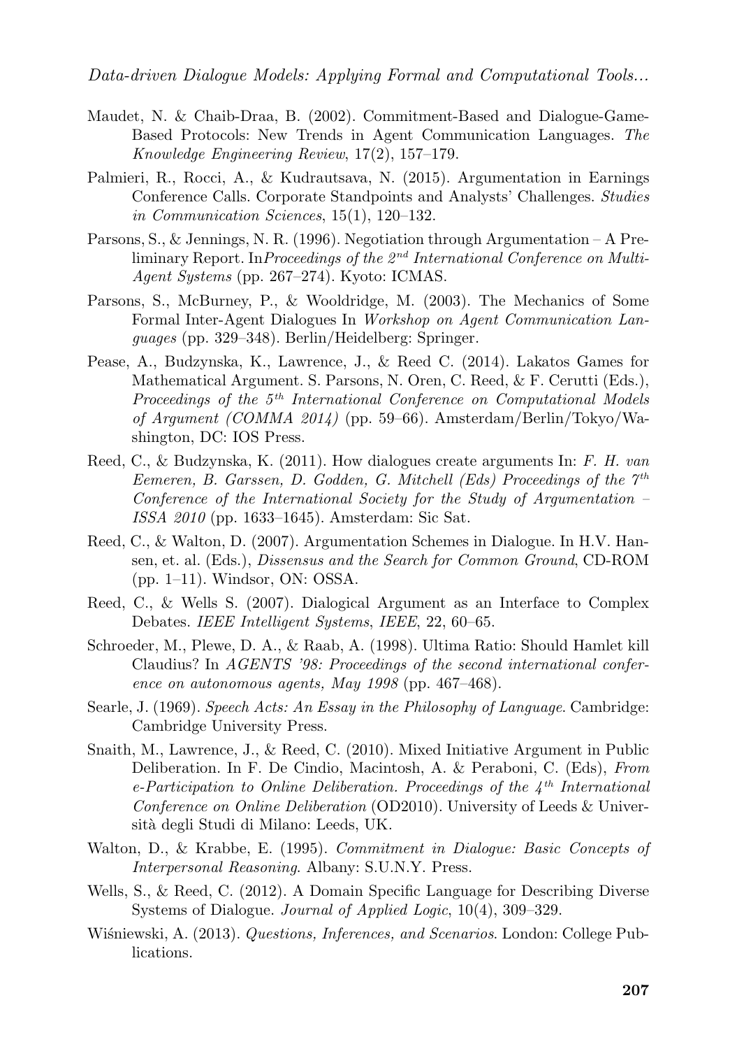Maudet, N. & Chaib-Draa, B. (2002). Commitment-Based and Dialogue-Game-Based Protocols: New Trends in Agent Communication Languages. *The Knowledge Engineering Review*, 17(2), 157–179.

Palmieri, R., Rocci, A., & Kudrautsava, N. (2015). Argumentation in Earnings Conference Calls. Corporate Standpoints and Analysts' Challenges. *Studies in Communication Sciences*, 15(1), 120–132.

Parsons, S., & Jennings, N. R. (1996). Negotiation through Argumentation – A Preliminary Report. In*Proceedings of the 2nd International Conference on Multi-Agent Systems* (pp. 267–274). Kyoto: ICMAS.

Parsons, S., McBurney, P., & Wooldridge, M. (2003). The Mechanics of Some Formal Inter-Agent Dialogues In *Workshop on Agent Communication Languages* (pp. 329–348). Berlin/Heidelberg: Springer.

Pease, A., Budzynska, K., Lawrence, J., & Reed C. (2014). Lakatos Games for Mathematical Argument. S. Parsons, N. Oren, C. Reed, & F. Cerutti (Eds.), *Proceedings of the 5th International Conference on Computational Models of Argument (COMMA 2014)* (pp. 59–66). Amsterdam/Berlin/Tokyo/Washington, DC: IOS Press.

Reed, C., & Budzynska, K. (2011). How dialogues create arguments In: *F. H. van Eemeren, B. Garssen, D. Godden, G. Mitchell (Eds) Proceedings of the 7th Conference of the International Society for the Study of Argumentation – ISSA 2010* (pp. 1633–1645). Amsterdam: Sic Sat.

Reed, C., & Walton, D. (2007). Argumentation Schemes in Dialogue. In H.V. Hansen, et. al. (Eds.), *Dissensus and the Search for Common Ground*, CD-ROM (pp. 1–11). Windsor, ON: OSSA.

Reed, C., & Wells S. (2007). Dialogical Argument as an Interface to Complex Debates. *IEEE Intelligent Systems*, *IEEE*, 22, 60–65.

Schroeder, M., Plewe, D. A., & Raab, A. (1998). Ultima Ratio: Should Hamlet kill Claudius? In *AGENTS '98: Proceedings of the second international conference on autonomous agents, May 1998* (pp. 467–468).

Searle, J. (1969). *Speech Acts: An Essay in the Philosophy of Language*. Cambridge: Cambridge University Press.

Snaith, M., Lawrence, J., & Reed, C. (2010). Mixed Initiative Argument in Public Deliberation. In F. De Cindio, Macintosh, A. & Peraboni, C. (Eds), *From e-Participation to Online Deliberation. Proceedings of the 4th International Conference on Online Deliberation* (OD2010). University of Leeds & Università degli Studi di Milano: Leeds, UK.

Walton, D., & Krabbe, E. (1995). *Commitment in Dialogue: Basic Concepts of Interpersonal Reasoning*. Albany: S.U.N.Y. Press.

Wells, S., & Reed, C. (2012). A Domain Specific Language for Describing Diverse Systems of Dialogue. *Journal of Applied Logic*, 10(4), 309–329.

Wiśniewski, A. (2013). *Questions, Inferences, and Scenarios*. London: College Publications.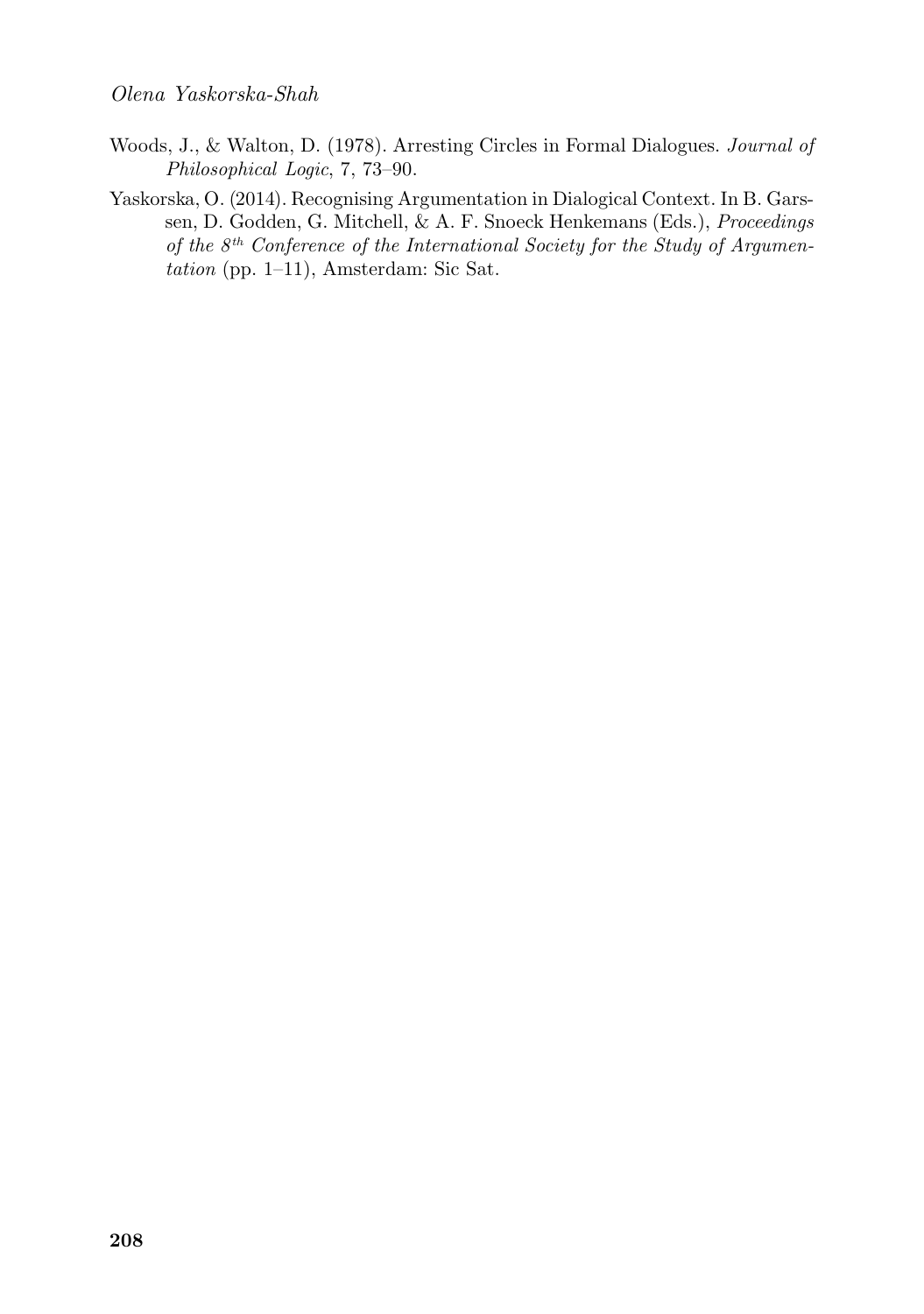Woods, J., & Walton, D. (1978). Arresting Circles in Formal Dialogues. *Journal of Philosophical Logic*, 7, 73–90.

Yaskorska, O. (2014). Recognising Argumentation in Dialogical Context. In B. Garssen, D. Godden, G. Mitchell, & A. F. Snoeck Henkemans (Eds.), *Proceedings of the 8th Conference of the International Society for the Study of Argumentation* (pp. 1–11), Amsterdam: Sic Sat.